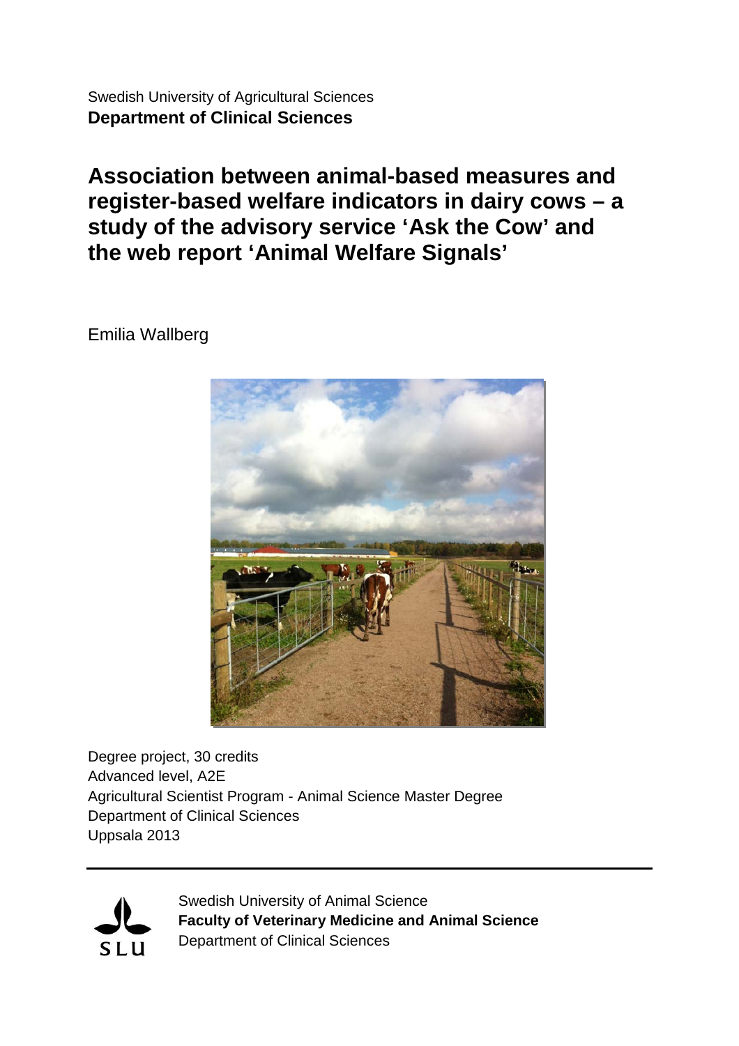Swedish University of Agricultural Sciences
**Department of Clinical Sciences**

# Association between animal-based measures and register-based welfare indicators in dairy cows – a study of the advisory service 'Ask the Cow' and the web report 'Animal Welfare Signals'

Emilia Wallberg

Degree project, 30 credits
Advanced level, A2E
Agricultural Scientist Program - Animal Science Master Degree
Department of Clinical Sciences
Uppsala 2013

---

Swedish University of Animal Science
**Faculty of Veterinary Medicine and Animal Science**
Department of Clinical Sciences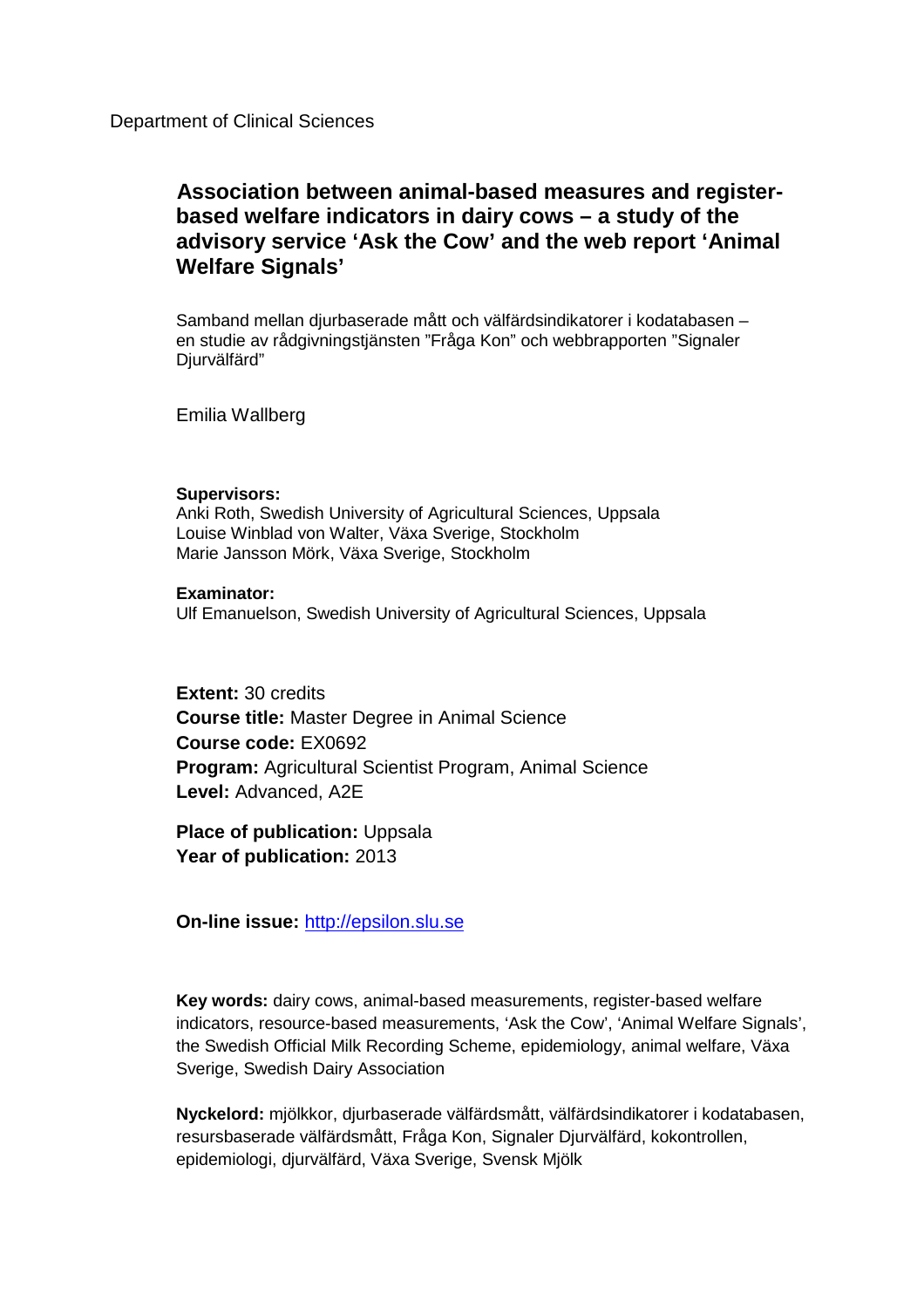Department of Clinical Sciences

# Association between animal-based measures and register-based welfare indicators in dairy cows – a study of the advisory service 'Ask the Cow' and the web report 'Animal Welfare Signals'

Samband mellan djurbaserade mått och välfärdsindikatorer i kodatabasen – en studie av rådgivningstjänsten "Fråga Kon" och webbrapporten "Signaler Djurvälfärd"

Emilia Wallberg

**Supervisors:**
Anki Roth, Swedish University of Agricultural Sciences, Uppsala
Louise Winblad von Walter, Växa Sverige, Stockholm
Marie Jansson Mörk, Växa Sverige, Stockholm

**Examinator:**
Ulf Emanuelson, Swedish University of Agricultural Sciences, Uppsala

**Extent:** 30 credits
**Course title:** Master Degree in Animal Science
**Course code:** EX0692
**Program:** Agricultural Scientist Program, Animal Science
**Level:** Advanced, A2E

**Place of publication:** Uppsala
**Year of publication:** 2013

**On-line issue:** http://epsilon.slu.se

**Key words:** dairy cows, animal-based measurements, register-based welfare indicators, resource-based measurements, 'Ask the Cow', 'Animal Welfare Signals', the Swedish Official Milk Recording Scheme, epidemiology, animal welfare, Växa Sverige, Swedish Dairy Association

**Nyckelord:** mjölkkor, djurbaserade välfärdsmått, välfärdsindikatorer i kodatabasen, resursbaserade välfärdsmått, Fråga Kon, Signaler Djurvälfärd, kokontrollen, epidemiologi, djurvälfärd, Växa Sverige, Svensk Mjölk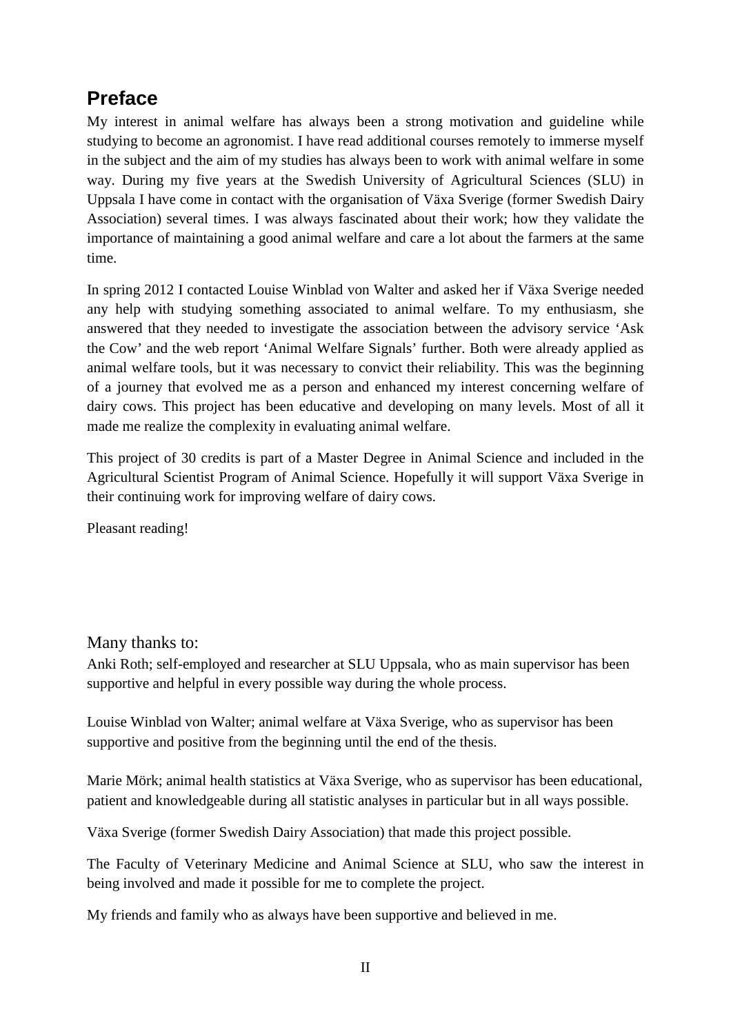## Preface

My interest in animal welfare has always been a strong motivation and guideline while studying to become an agronomist. I have read additional courses remotely to immerse myself in the subject and the aim of my studies has always been to work with animal welfare in some way. During my five years at the Swedish University of Agricultural Sciences (SLU) in Uppsala I have come in contact with the organisation of Växa Sverige (former Swedish Dairy Association) several times. I was always fascinated about their work; how they validate the importance of maintaining a good animal welfare and care a lot about the farmers at the same time.

In spring 2012 I contacted Louise Winblad von Walter and asked her if Växa Sverige needed any help with studying something associated to animal welfare. To my enthusiasm, she answered that they needed to investigate the association between the advisory service 'Ask the Cow' and the web report 'Animal Welfare Signals' further. Both were already applied as animal welfare tools, but it was necessary to convict their reliability. This was the beginning of a journey that evolved me as a person and enhanced my interest concerning welfare of dairy cows. This project has been educative and developing on many levels. Most of all it made me realize the complexity in evaluating animal welfare.

This project of 30 credits is part of a Master Degree in Animal Science and included in the Agricultural Scientist Program of Animal Science. Hopefully it will support Växa Sverige in their continuing work for improving welfare of dairy cows.

Pleasant reading!

Many thanks to:

Anki Roth; self-employed and researcher at SLU Uppsala, who as main supervisor has been supportive and helpful in every possible way during the whole process.

Louise Winblad von Walter; animal welfare at Växa Sverige, who as supervisor has been supportive and positive from the beginning until the end of the thesis.

Marie Mörk; animal health statistics at Växa Sverige, who as supervisor has been educational, patient and knowledgeable during all statistic analyses in particular but in all ways possible.

Växa Sverige (former Swedish Dairy Association) that made this project possible.

The Faculty of Veterinary Medicine and Animal Science at SLU, who saw the interest in being involved and made it possible for me to complete the project.

My friends and family who as always have been supportive and believed in me.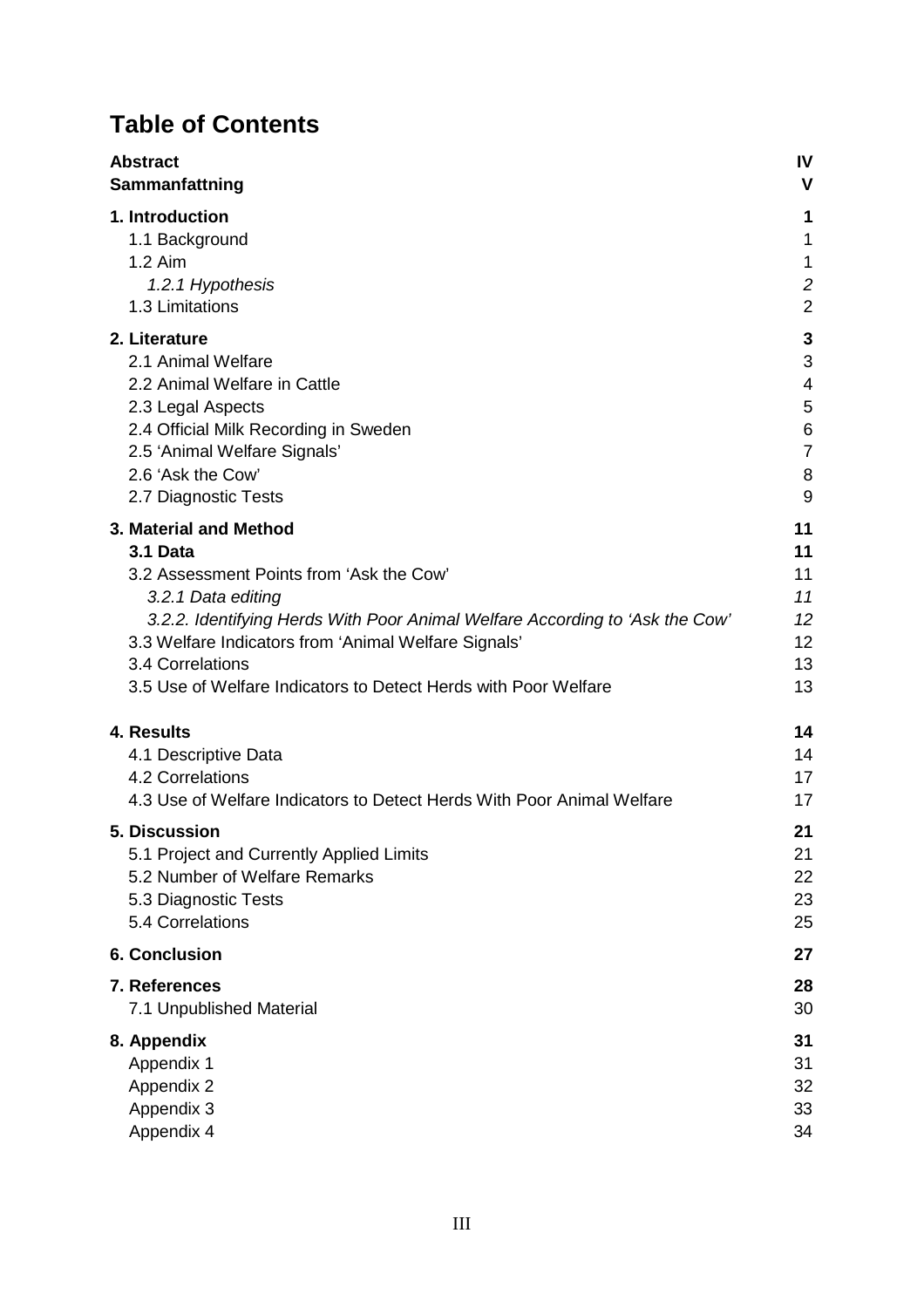# Table of Contents

| | |
|---|---|
| **Abstract** | **IV** |
| **Sammanfattning** | **V** |
| **1. Introduction** | **1** |
| 1.1 Background | 1 |
| 1.2 Aim | 1 |
| *1.2.1 Hypothesis* | *2* |
| 1.3 Limitations | 2 |
| **2. Literature** | **3** |
| 2.1 Animal Welfare | 3 |
| 2.2 Animal Welfare in Cattle | 4 |
| 2.3 Legal Aspects | 5 |
| 2.4 Official Milk Recording in Sweden | 6 |
| 2.5 'Animal Welfare Signals' | 7 |
| 2.6 'Ask the Cow' | 8 |
| 2.7 Diagnostic Tests | 9 |
| **3. Material and Method** | **11** |
| **3.1 Data** | **11** |
| 3.2 Assessment Points from 'Ask the Cow' | 11 |
| *3.2.1 Data editing* | *11* |
| *3.2.2. Identifying Herds With Poor Animal Welfare According to 'Ask the Cow'* | *12* |
| 3.3 Welfare Indicators from 'Animal Welfare Signals' | 12 |
| 3.4 Correlations | 13 |
| 3.5 Use of Welfare Indicators to Detect Herds with Poor Welfare | 13 |
| **4. Results** | **14** |
| 4.1 Descriptive Data | 14 |
| 4.2 Correlations | 17 |
| 4.3 Use of Welfare Indicators to Detect Herds With Poor Animal Welfare | 17 |
| **5. Discussion** | **21** |
| 5.1 Project and Currently Applied Limits | 21 |
| 5.2 Number of Welfare Remarks | 22 |
| 5.3 Diagnostic Tests | 23 |
| 5.4 Correlations | 25 |
| **6. Conclusion** | **27** |
| **7. References** | **28** |
| 7.1 Unpublished Material | 30 |
| **8. Appendix** | **31** |
| Appendix 1 | 31 |
| Appendix 2 | 32 |
| Appendix 3 | 33 |
| Appendix 4 | 34 |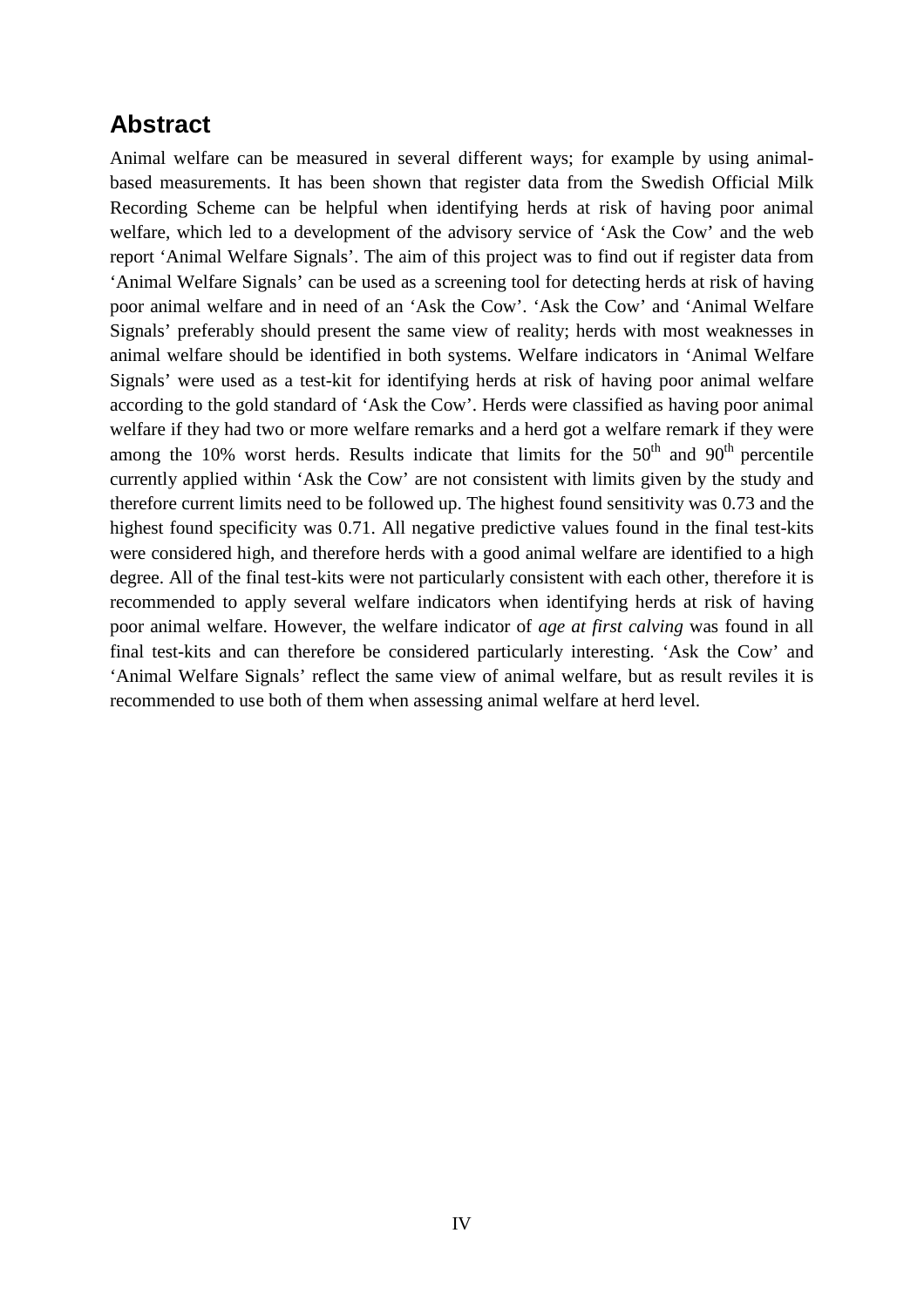## Abstract

Animal welfare can be measured in several different ways; for example by using animal-based measurements. It has been shown that register data from the Swedish Official Milk Recording Scheme can be helpful when identifying herds at risk of having poor animal welfare, which led to a development of the advisory service of 'Ask the Cow' and the web report 'Animal Welfare Signals'. The aim of this project was to find out if register data from 'Animal Welfare Signals' can be used as a screening tool for detecting herds at risk of having poor animal welfare and in need of an 'Ask the Cow'. 'Ask the Cow' and 'Animal Welfare Signals' preferably should present the same view of reality; herds with most weaknesses in animal welfare should be identified in both systems. Welfare indicators in 'Animal Welfare Signals' were used as a test-kit for identifying herds at risk of having poor animal welfare according to the gold standard of 'Ask the Cow'. Herds were classified as having poor animal welfare if they had two or more welfare remarks and a herd got a welfare remark if they were among the 10% worst herds. Results indicate that limits for the $50^{th}$ and $90^{th}$ percentile currently applied within 'Ask the Cow' are not consistent with limits given by the study and therefore current limits need to be followed up. The highest found sensitivity was 0.73 and the highest found specificity was 0.71. All negative predictive values found in the final test-kits were considered high, and therefore herds with a good animal welfare are identified to a high degree. All of the final test-kits were not particularly consistent with each other, therefore it is recommended to apply several welfare indicators when identifying herds at risk of having poor animal welfare. However, the welfare indicator of *age at first calving* was found in all final test-kits and can therefore be considered particularly interesting. 'Ask the Cow' and 'Animal Welfare Signals' reflect the same view of animal welfare, but as result reviles it is recommended to use both of them when assessing animal welfare at herd level.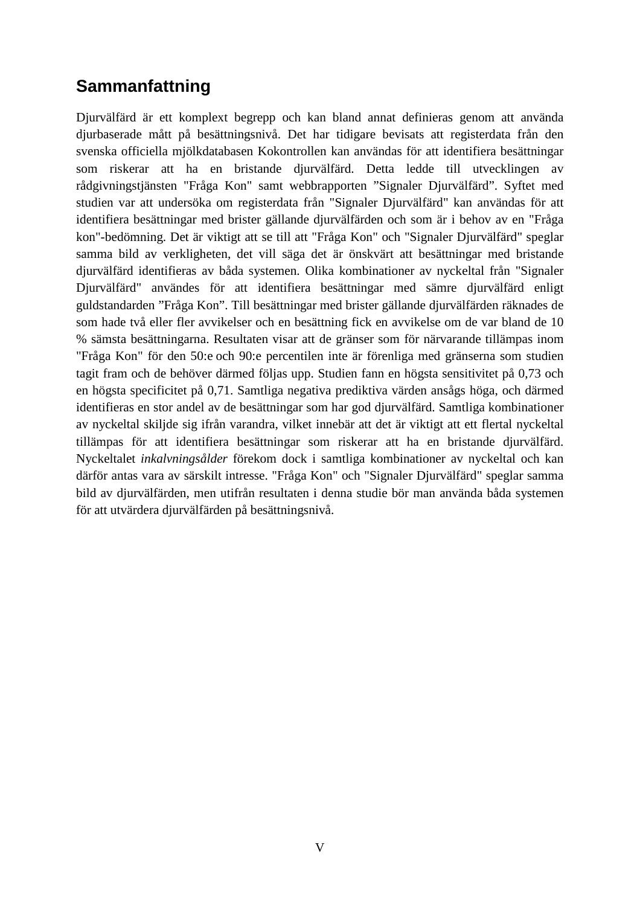## Sammanfattning

Djurvälfärd är ett komplext begrepp och kan bland annat definieras genom att använda djurbaserade mått på besättningsnivå. Det har tidigare bevisats att registerdata från den svenska officiella mjölkdatabasen Kokontrollen kan användas för att identifiera besättningar som riskerar att ha en bristande djurvälfärd. Detta ledde till utvecklingen av rådgivningstjänsten "Fråga Kon" samt webbrapporten ”Signaler Djurvälfärd”. Syftet med studien var att undersöka om registerdata från "Signaler Djurvälfärd" kan användas för att identifiera besättningar med brister gällande djurvälfärden och som är i behov av en "Fråga kon"-bedömning. Det är viktigt att se till att "Fråga Kon" och "Signaler Djurvälfärd" speglar samma bild av verkligheten, det vill säga det är önskvärt att besättningar med bristande djurvälfärd identifieras av båda systemen. Olika kombinationer av nyckeltal från "Signaler Djurvälfärd" användes för att identifiera besättningar med sämre djurvälfärd enligt guldstandarden ”Fråga Kon”. Till besättningar med brister gällande djurvälfärden räknades de som hade två eller fler avvikelser och en besättning fick en avvikelse om de var bland de 10 % sämsta besättningarna. Resultaten visar att de gränser som för närvarande tillämpas inom "Fråga Kon" för den 50:e och 90:e percentilen inte är förenliga med gränserna som studien tagit fram och de behöver därmed följas upp. Studien fann en högsta sensitivitet på 0,73 och en högsta specificitet på 0,71. Samtliga negativa prediktiva värden ansågs höga, och därmed identifieras en stor andel av de besättningar som har god djurvälfärd. Samtliga kombinationer av nyckeltal skiljde sig ifrån varandra, vilket innebär att det är viktigt att ett flertal nyckeltal tillämpas för att identifiera besättningar som riskerar att ha en bristande djurvälfärd. Nyckeltalet *inkalvningsålder* förekom dock i samtliga kombinationer av nyckeltal och kan därför antas vara av särskilt intresse. "Fråga Kon" och "Signaler Djurvälfärd" speglar samma bild av djurvälfärden, men utifrån resultaten i denna studie bör man använda båda systemen för att utvärdera djurvälfärden på besättningsnivå.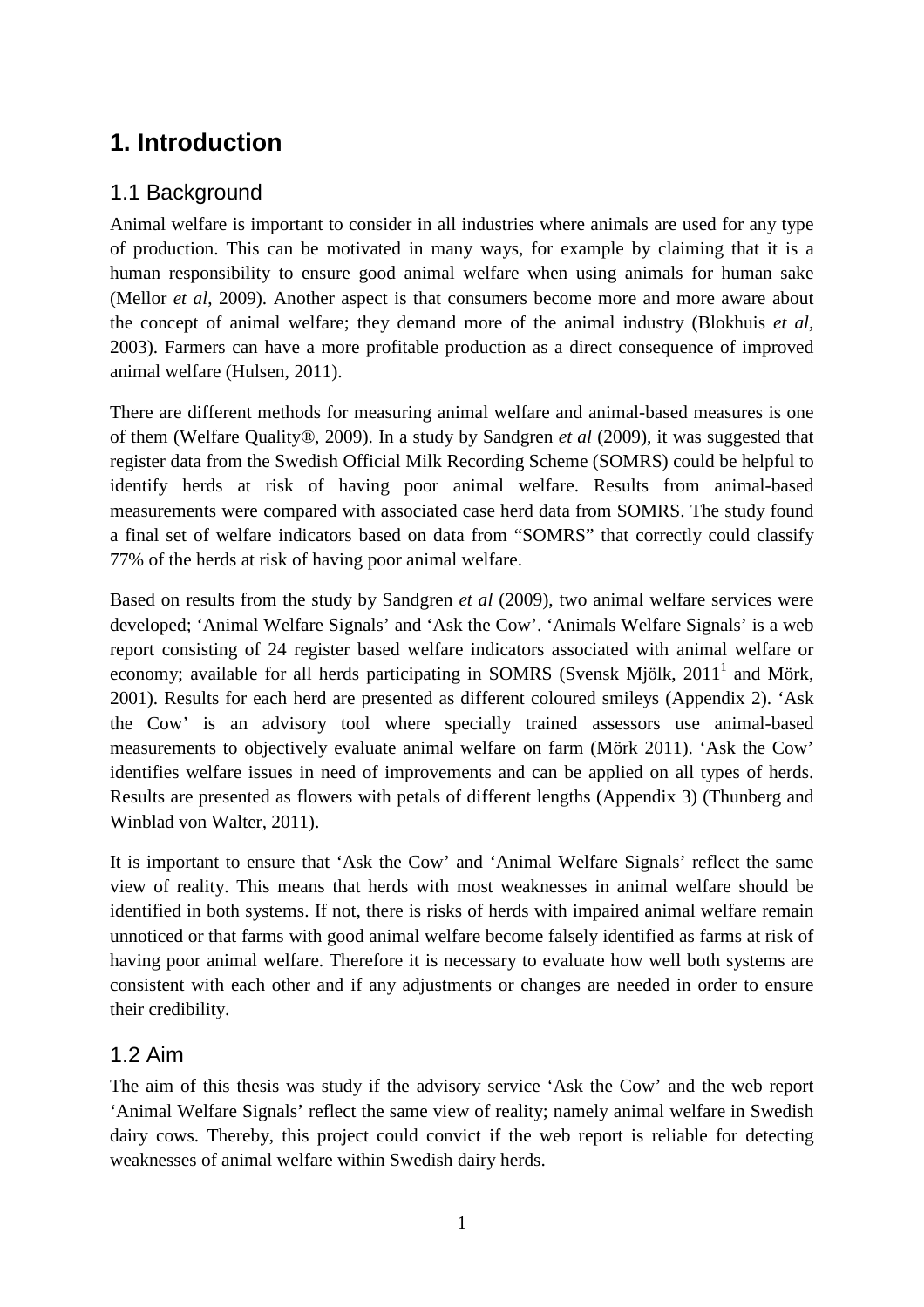# 1. Introduction

## 1.1 Background

Animal welfare is important to consider in all industries where animals are used for any type of production. This can be motivated in many ways, for example by claiming that it is a human responsibility to ensure good animal welfare when using animals for human sake (Mellor *et al*, 2009). Another aspect is that consumers become more and more aware about the concept of animal welfare; they demand more of the animal industry (Blokhuis *et al*, 2003). Farmers can have a more profitable production as a direct consequence of improved animal welfare (Hulsen, 2011).

There are different methods for measuring animal welfare and animal-based measures is one of them (Welfare Quality®, 2009). In a study by Sandgren *et al* (2009), it was suggested that register data from the Swedish Official Milk Recording Scheme (SOMRS) could be helpful to identify herds at risk of having poor animal welfare. Results from animal-based measurements were compared with associated case herd data from SOMRS. The study found a final set of welfare indicators based on data from "SOMRS" that correctly could classify 77% of the herds at risk of having poor animal welfare.

Based on results from the study by Sandgren *et al* (2009), two animal welfare services were developed; 'Animal Welfare Signals' and 'Ask the Cow'. 'Animals Welfare Signals' is a web report consisting of 24 register based welfare indicators associated with animal welfare or economy; available for all herds participating in SOMRS (Svensk Mjölk, 2011[1] and Mörk, 2001). Results for each herd are presented as different coloured smileys (Appendix 2). 'Ask the Cow' is an advisory tool where specially trained assessors use animal-based measurements to objectively evaluate animal welfare on farm (Mörk 2011). 'Ask the Cow' identifies welfare issues in need of improvements and can be applied on all types of herds. Results are presented as flowers with petals of different lengths (Appendix 3) (Thunberg and Winblad von Walter, 2011).

It is important to ensure that 'Ask the Cow' and 'Animal Welfare Signals' reflect the same view of reality. This means that herds with most weaknesses in animal welfare should be identified in both systems. If not, there is risks of herds with impaired animal welfare remain unnoticed or that farms with good animal welfare become falsely identified as farms at risk of having poor animal welfare. Therefore it is necessary to evaluate how well both systems are consistent with each other and if any adjustments or changes are needed in order to ensure their credibility.

## 1.2 Aim

The aim of this thesis was study if the advisory service 'Ask the Cow' and the web report 'Animal Welfare Signals' reflect the same view of reality; namely animal welfare in Swedish dairy cows. Thereby, this project could convict if the web report is reliable for detecting weaknesses of animal welfare within Swedish dairy herds.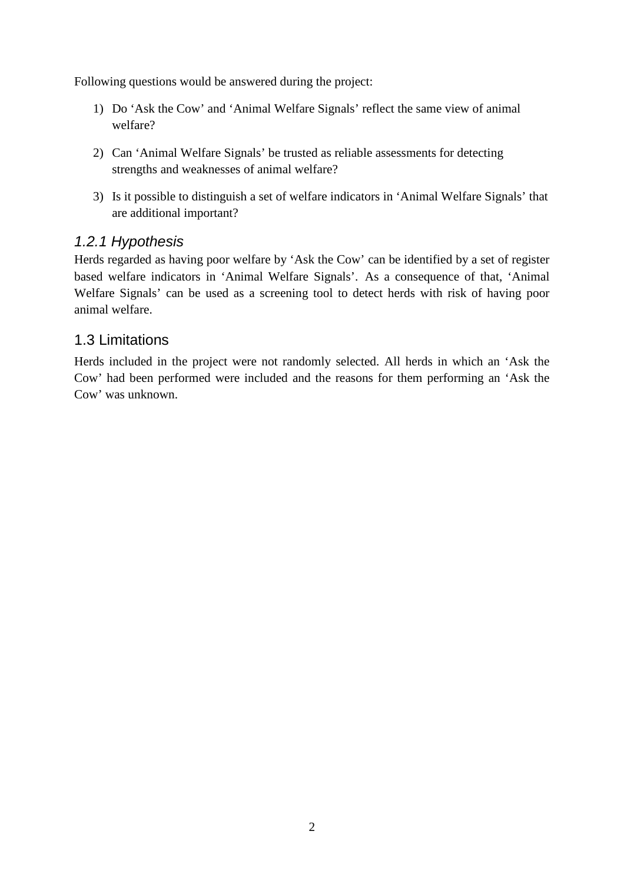Following questions would be answered during the project:

1) Do 'Ask the Cow' and 'Animal Welfare Signals' reflect the same view of animal welfare?
2) Can 'Animal Welfare Signals' be trusted as reliable assessments for detecting strengths and weaknesses of animal welfare?
3) Is it possible to distinguish a set of welfare indicators in 'Animal Welfare Signals' that are additional important?

### *1.2.1 Hypothesis*

Herds regarded as having poor welfare by 'Ask the Cow' can be identified by a set of register based welfare indicators in 'Animal Welfare Signals'. As a consequence of that, 'Animal Welfare Signals' can be used as a screening tool to detect herds with risk of having poor animal welfare.

## 1.3 Limitations

Herds included in the project were not randomly selected. All herds in which an 'Ask the Cow' had been performed were included and the reasons for them performing an 'Ask the Cow' was unknown.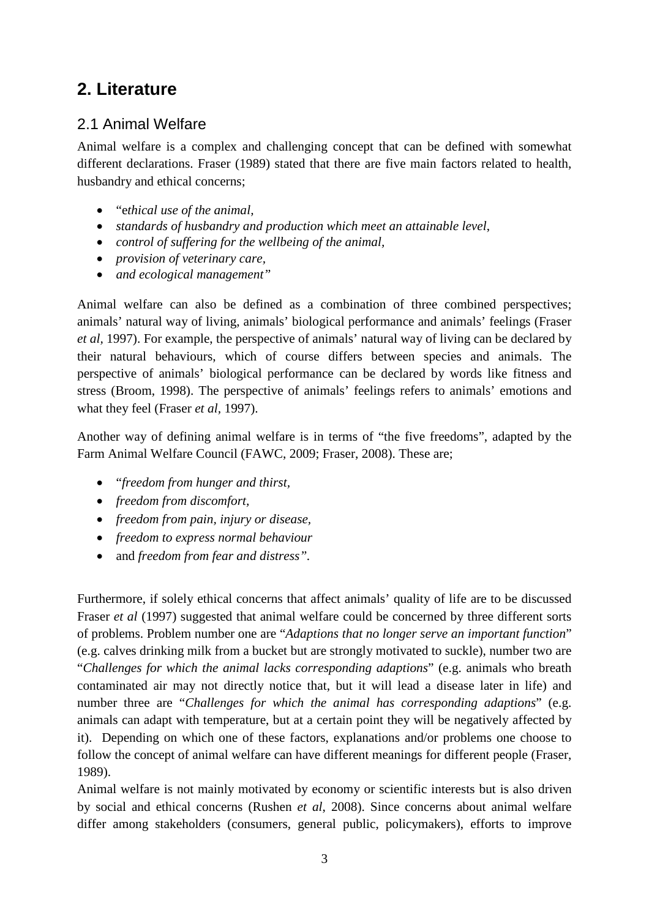# 2. Literature

## 2.1 Animal Welfare

Animal welfare is a complex and challenging concept that can be defined with somewhat different declarations. Fraser (1989) stated that there are five main factors related to health, husbandry and ethical concerns;

- "*ethical use of the animal,*
- *standards of husbandry and production which meet an attainable level,*
- *control of suffering for the wellbeing of the animal,*
- *provision of veterinary care,*
- *and ecological management"*

Animal welfare can also be defined as a combination of three combined perspectives; animals' natural way of living, animals' biological performance and animals' feelings (Fraser *et al*, 1997). For example, the perspective of animals' natural way of living can be declared by their natural behaviours, which of course differs between species and animals. The perspective of animals' biological performance can be declared by words like fitness and stress (Broom, 1998). The perspective of animals' feelings refers to animals' emotions and what they feel (Fraser *et al*, 1997).

Another way of defining animal welfare is in terms of "the five freedoms", adapted by the Farm Animal Welfare Council (FAWC, 2009; Fraser, 2008). These are;

- "*freedom from hunger and thirst,*
- *freedom from discomfort,*
- *freedom from pain, injury or disease,*
- *freedom to express normal behaviour*
- and *freedom from fear and distress".*

Furthermore, if solely ethical concerns that affect animals' quality of life are to be discussed Fraser *et al* (1997) suggested that animal welfare could be concerned by three different sorts of problems. Problem number one are "*Adaptions that no longer serve an important function*" (e.g. calves drinking milk from a bucket but are strongly motivated to suckle), number two are "*Challenges for which the animal lacks corresponding adaptions*" (e.g. animals who breath contaminated air may not directly notice that, but it will lead a disease later in life) and number three are "*Challenges for which the animal has corresponding adaptions*" (e.g. animals can adapt with temperature, but at a certain point they will be negatively affected by it). Depending on which one of these factors, explanations and/or problems one choose to follow the concept of animal welfare can have different meanings for different people (Fraser, 1989).

Animal welfare is not mainly motivated by economy or scientific interests but is also driven by social and ethical concerns (Rushen *et al*, 2008). Since concerns about animal welfare differ among stakeholders (consumers, general public, policymakers), efforts to improve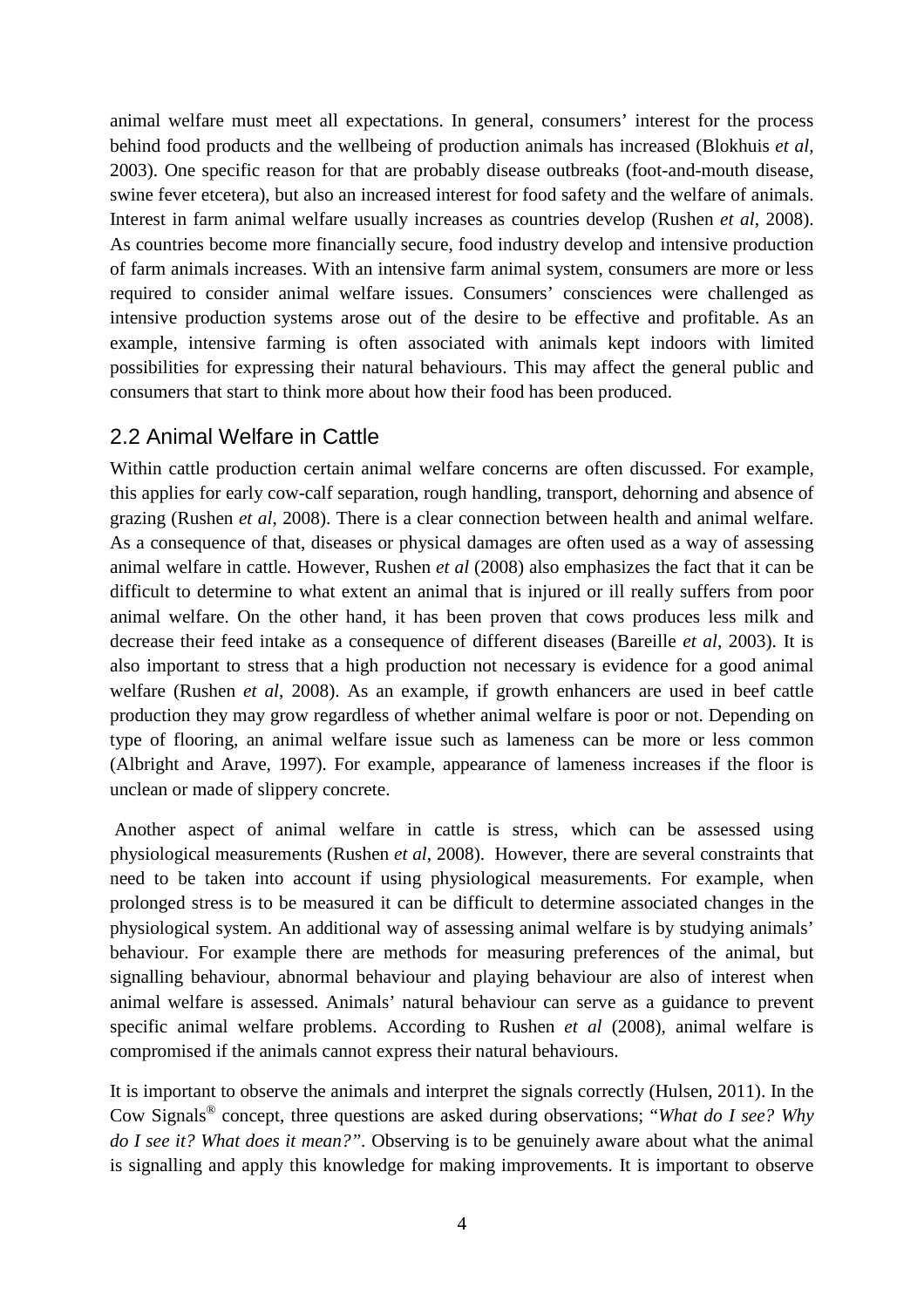animal welfare must meet all expectations. In general, consumers' interest for the process behind food products and the wellbeing of production animals has increased (Blokhuis *et al*, 2003). One specific reason for that are probably disease outbreaks (foot-and-mouth disease, swine fever etcetera), but also an increased interest for food safety and the welfare of animals. Interest in farm animal welfare usually increases as countries develop (Rushen *et al*, 2008). As countries become more financially secure, food industry develop and intensive production of farm animals increases. With an intensive farm animal system, consumers are more or less required to consider animal welfare issues. Consumers' consciences were challenged as intensive production systems arose out of the desire to be effective and profitable. As an example, intensive farming is often associated with animals kept indoors with limited possibilities for expressing their natural behaviours. This may affect the general public and consumers that start to think more about how their food has been produced.

## 2.2 Animal Welfare in Cattle

Within cattle production certain animal welfare concerns are often discussed. For example, this applies for early cow-calf separation, rough handling, transport, dehorning and absence of grazing (Rushen *et al*, 2008). There is a clear connection between health and animal welfare. As a consequence of that, diseases or physical damages are often used as a way of assessing animal welfare in cattle. However, Rushen *et al* (2008) also emphasizes the fact that it can be difficult to determine to what extent an animal that is injured or ill really suffers from poor animal welfare. On the other hand, it has been proven that cows produces less milk and decrease their feed intake as a consequence of different diseases (Bareille *et al*, 2003). It is also important to stress that a high production not necessary is evidence for a good animal welfare (Rushen *et al*, 2008). As an example, if growth enhancers are used in beef cattle production they may grow regardless of whether animal welfare is poor or not. Depending on type of flooring, an animal welfare issue such as lameness can be more or less common (Albright and Arave, 1997). For example, appearance of lameness increases if the floor is unclean or made of slippery concrete.

Another aspect of animal welfare in cattle is stress, which can be assessed using physiological measurements (Rushen *et al*, 2008). However, there are several constraints that need to be taken into account if using physiological measurements. For example, when prolonged stress is to be measured it can be difficult to determine associated changes in the physiological system. An additional way of assessing animal welfare is by studying animals' behaviour. For example there are methods for measuring preferences of the animal, but signalling behaviour, abnormal behaviour and playing behaviour are also of interest when animal welfare is assessed. Animals' natural behaviour can serve as a guidance to prevent specific animal welfare problems. According to Rushen *et al* (2008), animal welfare is compromised if the animals cannot express their natural behaviours.

It is important to observe the animals and interpret the signals correctly (Hulsen, 2011). In the Cow Signals® concept, three questions are asked during observations; "*What do I see? Why do I see it? What does it mean?"*. Observing is to be genuinely aware about what the animal is signalling and apply this knowledge for making improvements. It is important to observe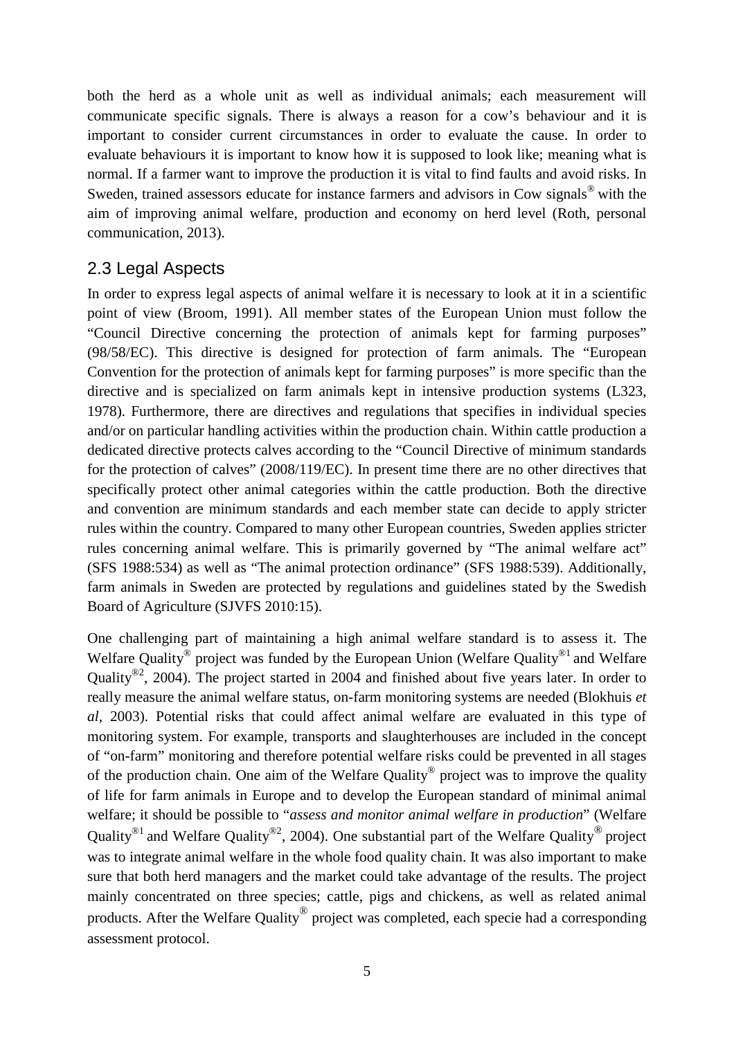both the herd as a whole unit as well as individual animals; each measurement will communicate specific signals. There is always a reason for a cow's behaviour and it is important to consider current circumstances in order to evaluate the cause. In order to evaluate behaviours it is important to know how it is supposed to look like; meaning what is normal. If a farmer want to improve the production it is vital to find faults and avoid risks. In Sweden, trained assessors educate for instance farmers and advisors in Cow signals® with the aim of improving animal welfare, production and economy on herd level (Roth, personal communication, 2013).

## 2.3 Legal Aspects

In order to express legal aspects of animal welfare it is necessary to look at it in a scientific point of view (Broom, 1991). All member states of the European Union must follow the "Council Directive concerning the protection of animals kept for farming purposes" (98/58/EC). This directive is designed for protection of farm animals. The "European Convention for the protection of animals kept for farming purposes" is more specific than the directive and is specialized on farm animals kept in intensive production systems (L323, 1978). Furthermore, there are directives and regulations that specifies in individual species and/or on particular handling activities within the production chain. Within cattle production a dedicated directive protects calves according to the "Council Directive of minimum standards for the protection of calves" (2008/119/EC). In present time there are no other directives that specifically protect other animal categories within the cattle production. Both the directive and convention are minimum standards and each member state can decide to apply stricter rules within the country. Compared to many other European countries, Sweden applies stricter rules concerning animal welfare. This is primarily governed by "The animal welfare act" (SFS 1988:534) as well as "The animal protection ordinance" (SFS 1988:539). Additionally, farm animals in Sweden are protected by regulations and guidelines stated by the Swedish Board of Agriculture (SJVFS 2010:15).

One challenging part of maintaining a high animal welfare standard is to assess it. The Welfare Quality® project was funded by the European Union (Welfare Quality®1 and Welfare Quality®2, 2004). The project started in 2004 and finished about five years later. In order to really measure the animal welfare status, on-farm monitoring systems are needed (Blokhuis *et al*, 2003). Potential risks that could affect animal welfare are evaluated in this type of monitoring system. For example, transports and slaughterhouses are included in the concept of "on-farm" monitoring and therefore potential welfare risks could be prevented in all stages of the production chain. One aim of the Welfare Quality® project was to improve the quality of life for farm animals in Europe and to develop the European standard of minimal animal welfare; it should be possible to "*assess and monitor animal welfare in production*" (Welfare Quality®1 and Welfare Quality®2, 2004). One substantial part of the Welfare Quality® project was to integrate animal welfare in the whole food quality chain. It was also important to make sure that both herd managers and the market could take advantage of the results. The project mainly concentrated on three species; cattle, pigs and chickens, as well as related animal products. After the Welfare Quality® project was completed, each specie had a corresponding assessment protocol.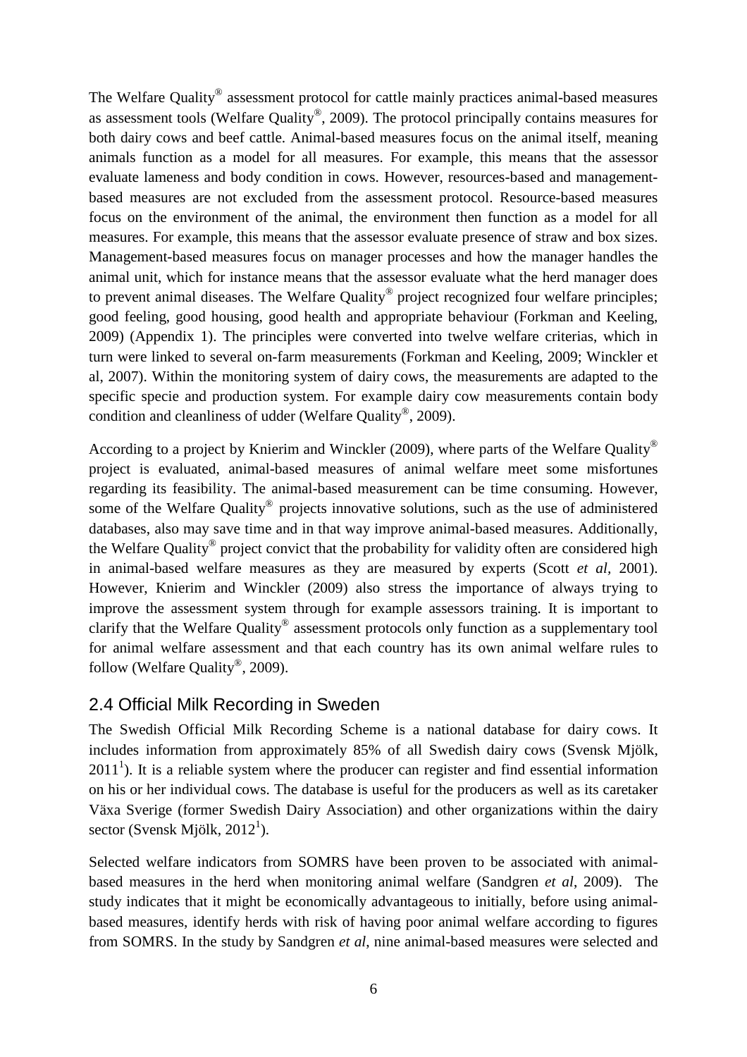The Welfare Quality® assessment protocol for cattle mainly practices animal-based measures as assessment tools (Welfare Quality®, 2009). The protocol principally contains measures for both dairy cows and beef cattle. Animal-based measures focus on the animal itself, meaning animals function as a model for all measures. For example, this means that the assessor evaluate lameness and body condition in cows. However, resources-based and management-based measures are not excluded from the assessment protocol. Resource-based measures focus on the environment of the animal, the environment then function as a model for all measures. For example, this means that the assessor evaluate presence of straw and box sizes. Management-based measures focus on manager processes and how the manager handles the animal unit, which for instance means that the assessor evaluate what the herd manager does to prevent animal diseases. The Welfare Quality® project recognized four welfare principles; good feeling, good housing, good health and appropriate behaviour (Forkman and Keeling, 2009) (Appendix 1). The principles were converted into twelve welfare criterias, which in turn were linked to several on-farm measurements (Forkman and Keeling, 2009; Winckler et al, 2007). Within the monitoring system of dairy cows, the measurements are adapted to the specific specie and production system. For example dairy cow measurements contain body condition and cleanliness of udder (Welfare Quality®, 2009).

According to a project by Knierim and Winckler (2009), where parts of the Welfare Quality® project is evaluated, animal-based measures of animal welfare meet some misfortunes regarding its feasibility. The animal-based measurement can be time consuming. However, some of the Welfare Quality® projects innovative solutions, such as the use of administered databases, also may save time and in that way improve animal-based measures. Additionally, the Welfare Quality® project convict that the probability for validity often are considered high in animal-based welfare measures as they are measured by experts (Scott *et al*, 2001). However, Knierim and Winckler (2009) also stress the importance of always trying to improve the assessment system through for example assessors training. It is important to clarify that the Welfare Quality® assessment protocols only function as a supplementary tool for animal welfare assessment and that each country has its own animal welfare rules to follow (Welfare Quality®, 2009).

## 2.4 Official Milk Recording in Sweden

The Swedish Official Milk Recording Scheme is a national database for dairy cows. It includes information from approximately 85% of all Swedish dairy cows (Svensk Mjölk, 2011[1]). It is a reliable system where the producer can register and find essential information on his or her individual cows. The database is useful for the producers as well as its caretaker Växa Sverige (former Swedish Dairy Association) and other organizations within the dairy sector (Svensk Mjölk, 2012[1]).

Selected welfare indicators from SOMRS have been proven to be associated with animal-based measures in the herd when monitoring animal welfare (Sandgren *et al*, 2009). The study indicates that it might be economically advantageous to initially, before using animal-based measures, identify herds with risk of having poor animal welfare according to figures from SOMRS. In the study by Sandgren *et al*, nine animal-based measures were selected and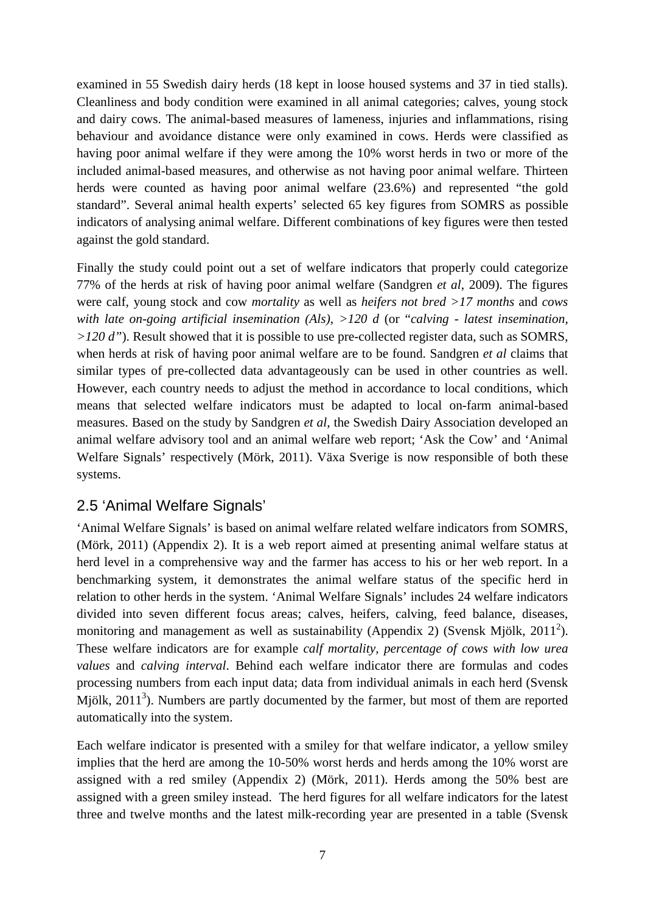examined in 55 Swedish dairy herds (18 kept in loose housed systems and 37 in tied stalls). Cleanliness and body condition were examined in all animal categories; calves, young stock and dairy cows. The animal-based measures of lameness, injuries and inflammations, rising behaviour and avoidance distance were only examined in cows. Herds were classified as having poor animal welfare if they were among the 10% worst herds in two or more of the included animal-based measures, and otherwise as not having poor animal welfare. Thirteen herds were counted as having poor animal welfare (23.6%) and represented "the gold standard". Several animal health experts' selected 65 key figures from SOMRS as possible indicators of analysing animal welfare. Different combinations of key figures were then tested against the gold standard.

Finally the study could point out a set of welfare indicators that properly could categorize 77% of the herds at risk of having poor animal welfare (Sandgren *et al*, 2009). The figures were calf, young stock and cow *mortality* as well as *heifers not bred >17 months* and *cows with late on-going artificial insemination (AIs), >120 d* (or "*calving - latest insemination, >120 d*"). Result showed that it is possible to use pre-collected register data, such as SOMRS, when herds at risk of having poor animal welfare are to be found. Sandgren *et al* claims that similar types of pre-collected data advantageously can be used in other countries as well. However, each country needs to adjust the method in accordance to local conditions, which means that selected welfare indicators must be adapted to local on-farm animal-based measures. Based on the study by Sandgren *et al*, the Swedish Dairy Association developed an animal welfare advisory tool and an animal welfare web report; 'Ask the Cow' and 'Animal Welfare Signals' respectively (Mörk, 2011). Växa Sverige is now responsible of both these systems.

## 2.5 'Animal Welfare Signals'

'Animal Welfare Signals' is based on animal welfare related welfare indicators from SOMRS, (Mörk, 2011) (Appendix 2). It is a web report aimed at presenting animal welfare status at herd level in a comprehensive way and the farmer has access to his or her web report. In a benchmarking system, it demonstrates the animal welfare status of the specific herd in relation to other herds in the system. 'Animal Welfare Signals' includes 24 welfare indicators divided into seven different focus areas; calves, heifers, calving, feed balance, diseases, monitoring and management as well as sustainability (Appendix 2) (Svensk Mjölk, 2011[2]). These welfare indicators are for example *calf mortality, percentage of cows with low urea values* and *calving interval*. Behind each welfare indicator there are formulas and codes processing numbers from each input data; data from individual animals in each herd (Svensk Mjölk, 2011[3]). Numbers are partly documented by the farmer, but most of them are reported automatically into the system.

Each welfare indicator is presented with a smiley for that welfare indicator, a yellow smiley implies that the herd are among the 10-50% worst herds and herds among the 10% worst are assigned with a red smiley (Appendix 2) (Mörk, 2011). Herds among the 50% best are assigned with a green smiley instead. The herd figures for all welfare indicators for the latest three and twelve months and the latest milk-recording year are presented in a table (Svensk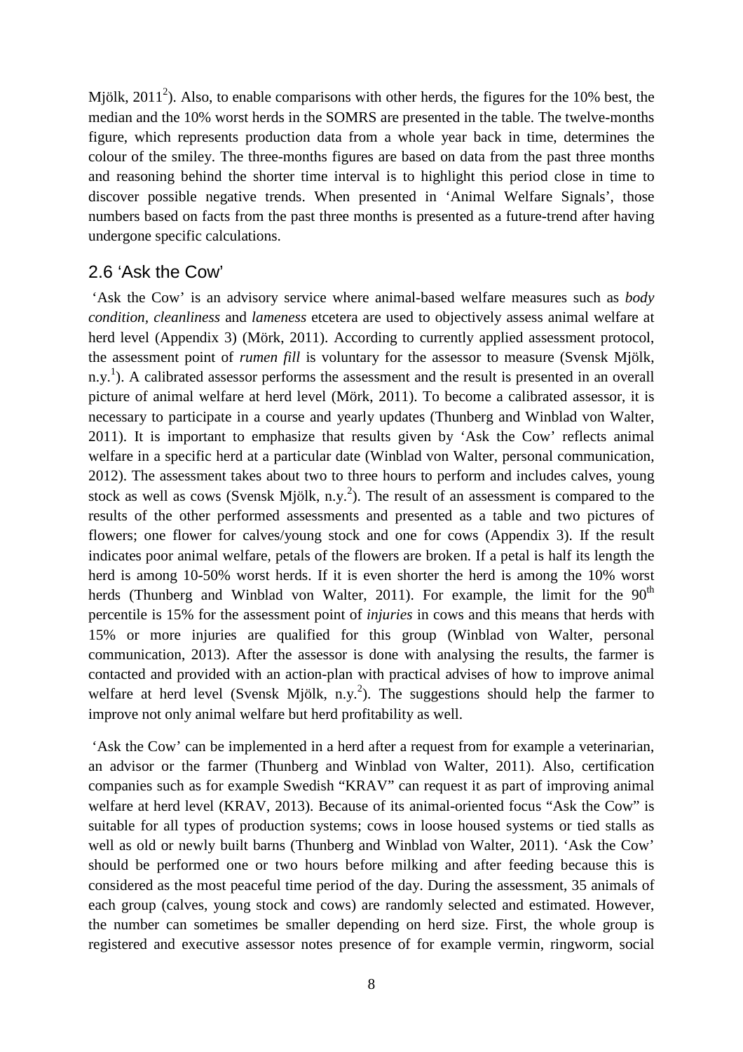Mjölk, 2011[2]). Also, to enable comparisons with other herds, the figures for the 10% best, the median and the 10% worst herds in the SOMRS are presented in the table. The twelve-months figure, which represents production data from a whole year back in time, determines the colour of the smiley. The three-months figures are based on data from the past three months and reasoning behind the shorter time interval is to highlight this period close in time to discover possible negative trends. When presented in 'Animal Welfare Signals', those numbers based on facts from the past three months is presented as a future-trend after having undergone specific calculations.

## 2.6 'Ask the Cow'

'Ask the Cow' is an advisory service where animal-based welfare measures such as *body condition*, *cleanliness* and *lameness* etcetera are used to objectively assess animal welfare at herd level (Appendix 3) (Mörk, 2011). According to currently applied assessment protocol, the assessment point of *rumen fill* is voluntary for the assessor to measure (Svensk Mjölk, n.y.[1]). A calibrated assessor performs the assessment and the result is presented in an overall picture of animal welfare at herd level (Mörk, 2011). To become a calibrated assessor, it is necessary to participate in a course and yearly updates (Thunberg and Winblad von Walter, 2011). It is important to emphasize that results given by 'Ask the Cow' reflects animal welfare in a specific herd at a particular date (Winblad von Walter, personal communication, 2012). The assessment takes about two to three hours to perform and includes calves, young stock as well as cows (Svensk Mjölk, n.y.[2]). The result of an assessment is compared to the results of the other performed assessments and presented as a table and two pictures of flowers; one flower for calves/young stock and one for cows (Appendix 3). If the result indicates poor animal welfare, petals of the flowers are broken. If a petal is half its length the herd is among 10-50% worst herds. If it is even shorter the herd is among the 10% worst herds (Thunberg and Winblad von Walter, 2011). For example, the limit for the 90$^{th}$ percentile is 15% for the assessment point of *injuries* in cows and this means that herds with 15% or more injuries are qualified for this group (Winblad von Walter, personal communication, 2013). After the assessor is done with analysing the results, the farmer is contacted and provided with an action-plan with practical advises of how to improve animal welfare at herd level (Svensk Mjölk, n.y.[2]). The suggestions should help the farmer to improve not only animal welfare but herd profitability as well.

'Ask the Cow' can be implemented in a herd after a request from for example a veterinarian, an advisor or the farmer (Thunberg and Winblad von Walter, 2011). Also, certification companies such as for example Swedish "KRAV" can request it as part of improving animal welfare at herd level (KRAV, 2013). Because of its animal-oriented focus "Ask the Cow" is suitable for all types of production systems; cows in loose housed systems or tied stalls as well as old or newly built barns (Thunberg and Winblad von Walter, 2011). 'Ask the Cow' should be performed one or two hours before milking and after feeding because this is considered as the most peaceful time period of the day. During the assessment, 35 animals of each group (calves, young stock and cows) are randomly selected and estimated. However, the number can sometimes be smaller depending on herd size. First, the whole group is registered and executive assessor notes presence of for example vermin, ringworm, social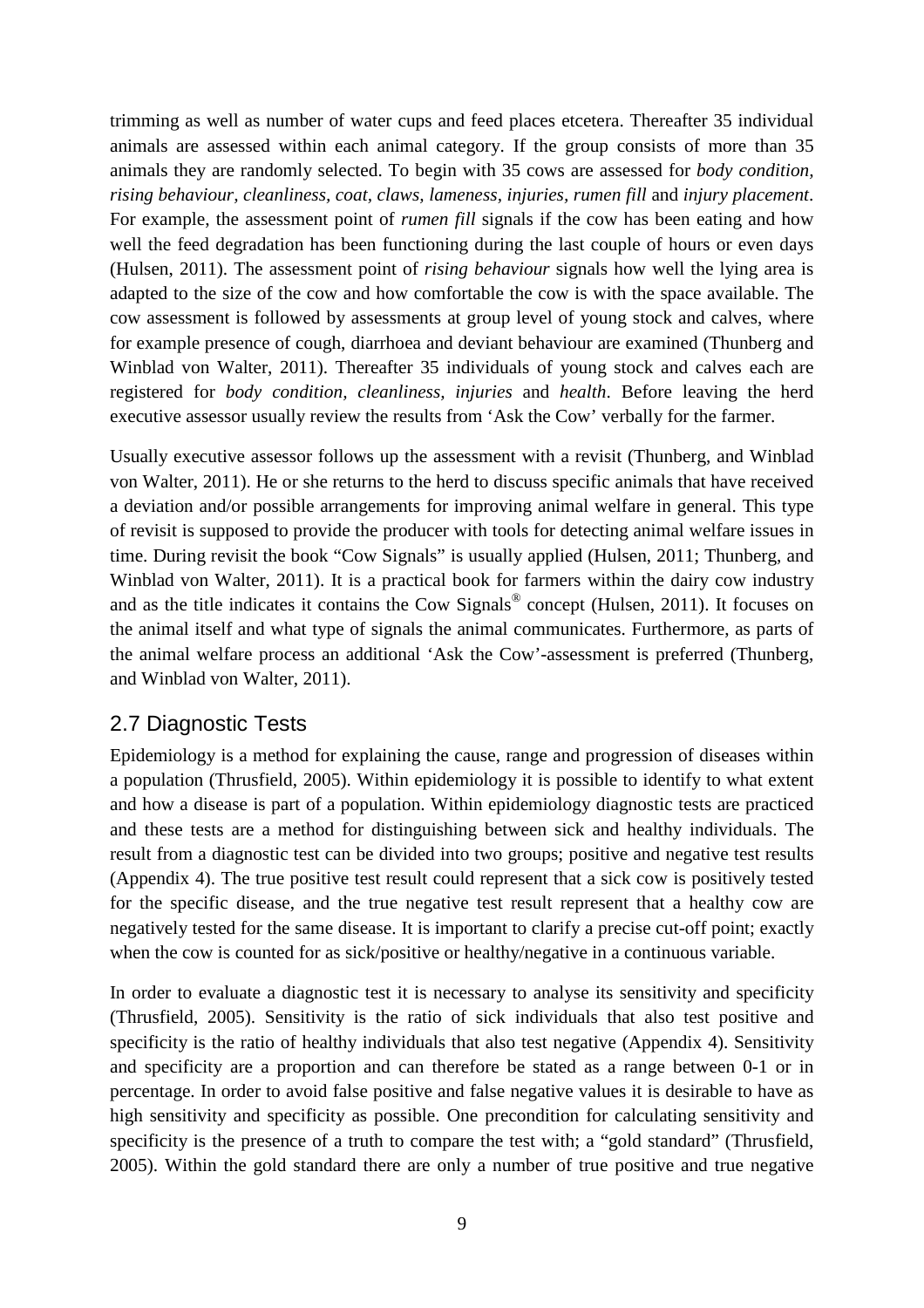trimming as well as number of water cups and feed places etcetera. Thereafter 35 individual animals are assessed within each animal category. If the group consists of more than 35 animals they are randomly selected. To begin with 35 cows are assessed for *body condition, rising behaviour, cleanliness, coat, claws, lameness, injuries, rumen fill* and *injury placement*. For example, the assessment point of *rumen fill* signals if the cow has been eating and how well the feed degradation has been functioning during the last couple of hours or even days (Hulsen, 2011). The assessment point of *rising behaviour* signals how well the lying area is adapted to the size of the cow and how comfortable the cow is with the space available. The cow assessment is followed by assessments at group level of young stock and calves, where for example presence of cough, diarrhoea and deviant behaviour are examined (Thunberg and Winblad von Walter, 2011). Thereafter 35 individuals of young stock and calves each are registered for *body condition, cleanliness, injuries* and *health*. Before leaving the herd executive assessor usually review the results from 'Ask the Cow' verbally for the farmer.

Usually executive assessor follows up the assessment with a revisit (Thunberg, and Winblad von Walter, 2011). He or she returns to the herd to discuss specific animals that have received a deviation and/or possible arrangements for improving animal welfare in general. This type of revisit is supposed to provide the producer with tools for detecting animal welfare issues in time. During revisit the book "Cow Signals" is usually applied (Hulsen, 2011; Thunberg, and Winblad von Walter, 2011). It is a practical book for farmers within the dairy cow industry and as the title indicates it contains the Cow Signals® concept (Hulsen, 2011). It focuses on the animal itself and what type of signals the animal communicates. Furthermore, as parts of the animal welfare process an additional 'Ask the Cow'-assessment is preferred (Thunberg, and Winblad von Walter, 2011).

## 2.7 Diagnostic Tests

Epidemiology is a method for explaining the cause, range and progression of diseases within a population (Thrusfield, 2005). Within epidemiology it is possible to identify to what extent and how a disease is part of a population. Within epidemiology diagnostic tests are practiced and these tests are a method for distinguishing between sick and healthy individuals. The result from a diagnostic test can be divided into two groups; positive and negative test results (Appendix 4). The true positive test result could represent that a sick cow is positively tested for the specific disease, and the true negative test result represent that a healthy cow are negatively tested for the same disease. It is important to clarify a precise cut-off point; exactly when the cow is counted for as sick/positive or healthy/negative in a continuous variable.

In order to evaluate a diagnostic test it is necessary to analyse its sensitivity and specificity (Thrusfield, 2005). Sensitivity is the ratio of sick individuals that also test positive and specificity is the ratio of healthy individuals that also test negative (Appendix 4). Sensitivity and specificity are a proportion and can therefore be stated as a range between 0-1 or in percentage. In order to avoid false positive and false negative values it is desirable to have as high sensitivity and specificity as possible. One precondition for calculating sensitivity and specificity is the presence of a truth to compare the test with; a "gold standard" (Thrusfield, 2005). Within the gold standard there are only a number of true positive and true negative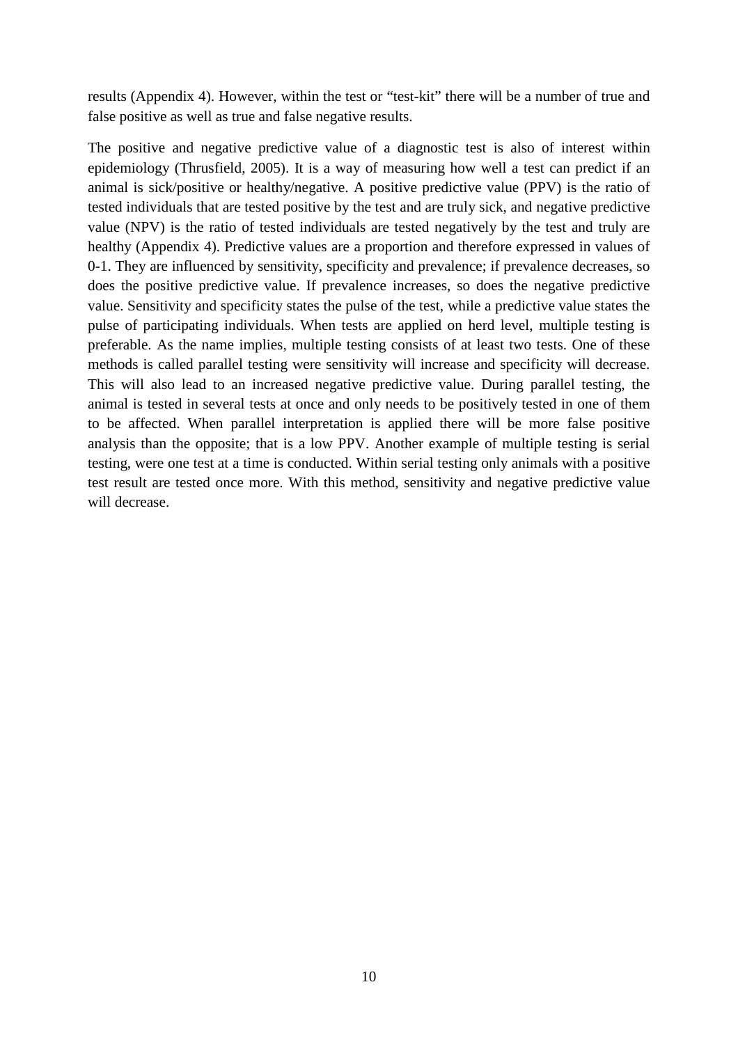results (Appendix 4). However, within the test or "test-kit" there will be a number of true and false positive as well as true and false negative results.

The positive and negative predictive value of a diagnostic test is also of interest within epidemiology (Thrusfield, 2005). It is a way of measuring how well a test can predict if an animal is sick/positive or healthy/negative. A positive predictive value (PPV) is the ratio of tested individuals that are tested positive by the test and are truly sick, and negative predictive value (NPV) is the ratio of tested individuals are tested negatively by the test and truly are healthy (Appendix 4). Predictive values are a proportion and therefore expressed in values of 0-1. They are influenced by sensitivity, specificity and prevalence; if prevalence decreases, so does the positive predictive value. If prevalence increases, so does the negative predictive value. Sensitivity and specificity states the pulse of the test, while a predictive value states the pulse of participating individuals. When tests are applied on herd level, multiple testing is preferable. As the name implies, multiple testing consists of at least two tests. One of these methods is called parallel testing were sensitivity will increase and specificity will decrease. This will also lead to an increased negative predictive value. During parallel testing, the animal is tested in several tests at once and only needs to be positively tested in one of them to be affected. When parallel interpretation is applied there will be more false positive analysis than the opposite; that is a low PPV. Another example of multiple testing is serial testing, were one test at a time is conducted. Within serial testing only animals with a positive test result are tested once more. With this method, sensitivity and negative predictive value will decrease.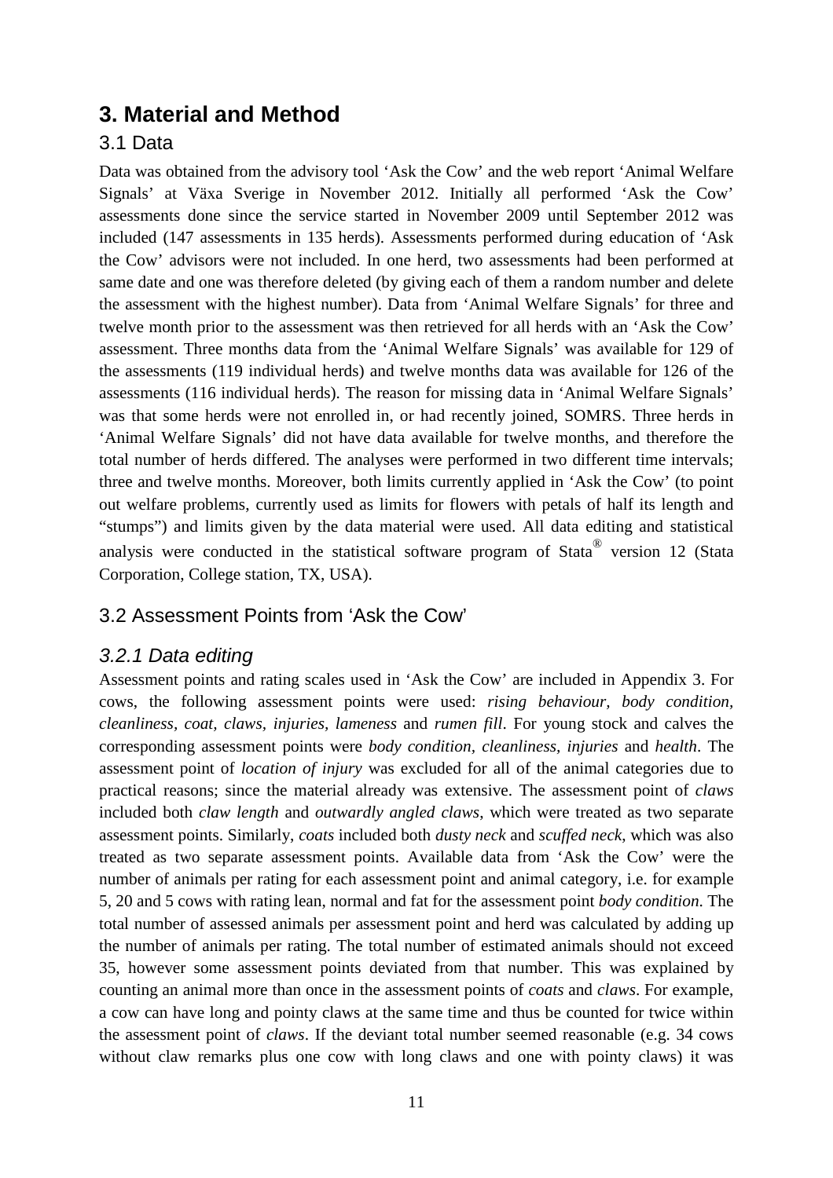# 3. Material and Method

## 3.1 Data

Data was obtained from the advisory tool 'Ask the Cow' and the web report 'Animal Welfare Signals' at Växa Sverige in November 2012. Initially all performed 'Ask the Cow' assessments done since the service started in November 2009 until September 2012 was included (147 assessments in 135 herds). Assessments performed during education of 'Ask the Cow' advisors were not included. In one herd, two assessments had been performed at same date and one was therefore deleted (by giving each of them a random number and delete the assessment with the highest number). Data from 'Animal Welfare Signals' for three and twelve month prior to the assessment was then retrieved for all herds with an 'Ask the Cow' assessment. Three months data from the 'Animal Welfare Signals' was available for 129 of the assessments (119 individual herds) and twelve months data was available for 126 of the assessments (116 individual herds). The reason for missing data in 'Animal Welfare Signals' was that some herds were not enrolled in, or had recently joined, SOMRS. Three herds in 'Animal Welfare Signals' did not have data available for twelve months, and therefore the total number of herds differed. The analyses were performed in two different time intervals; three and twelve months. Moreover, both limits currently applied in 'Ask the Cow' (to point out welfare problems, currently used as limits for flowers with petals of half its length and "stumps") and limits given by the data material were used. All data editing and statistical analysis were conducted in the statistical software program of Stata® version 12 (Stata Corporation, College station, TX, USA).

## 3.2 Assessment Points from 'Ask the Cow'

### *3.2.1 Data editing*

Assessment points and rating scales used in 'Ask the Cow' are included in Appendix 3. For cows, the following assessment points were used: *rising behaviour, body condition, cleanliness, coat, claws, injuries, lameness* and *rumen fill*. For young stock and calves the corresponding assessment points were *body condition, cleanliness, injuries* and *health*. The assessment point of *location of injury* was excluded for all of the animal categories due to practical reasons; since the material already was extensive. The assessment point of *claws* included both *claw length* and *outwardly angled claws*, which were treated as two separate assessment points. Similarly, *coats* included both *dusty neck* and *scuffed neck*, which was also treated as two separate assessment points. Available data from 'Ask the Cow' were the number of animals per rating for each assessment point and animal category, i.e. for example 5, 20 and 5 cows with rating lean, normal and fat for the assessment point *body condition*. The total number of assessed animals per assessment point and herd was calculated by adding up the number of animals per rating. The total number of estimated animals should not exceed 35, however some assessment points deviated from that number. This was explained by counting an animal more than once in the assessment points of *coats* and *claws*. For example, a cow can have long and pointy claws at the same time and thus be counted for twice within the assessment point of *claws*. If the deviant total number seemed reasonable (e.g. 34 cows without claw remarks plus one cow with long claws and one with pointy claws) it was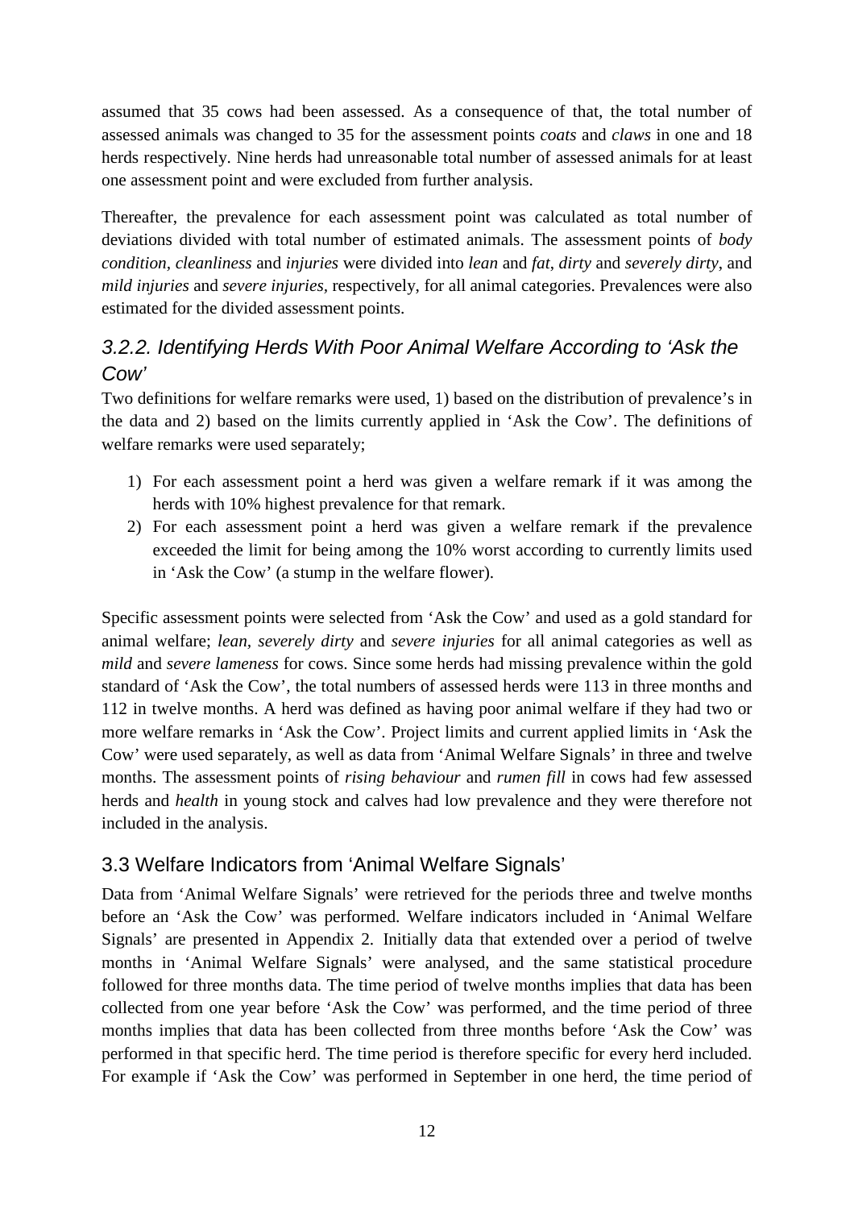assumed that 35 cows had been assessed. As a consequence of that, the total number of assessed animals was changed to 35 for the assessment points *coats* and *claws* in one and 18 herds respectively. Nine herds had unreasonable total number of assessed animals for at least one assessment point and were excluded from further analysis.

Thereafter, the prevalence for each assessment point was calculated as total number of deviations divided with total number of estimated animals. The assessment points of *body condition*, *cleanliness* and *injuries* were divided into *lean* and *fat*, *dirty* and *severely dirty*, and *mild injuries* and *severe injuries*, respectively, for all animal categories. Prevalences were also estimated for the divided assessment points.

### 3.2.2. Identifying Herds With Poor Animal Welfare According to 'Ask the Cow'

Two definitions for welfare remarks were used, 1) based on the distribution of prevalence's in the data and 2) based on the limits currently applied in 'Ask the Cow'. The definitions of welfare remarks were used separately;

1) For each assessment point a herd was given a welfare remark if it was among the herds with 10% highest prevalence for that remark.
2) For each assessment point a herd was given a welfare remark if the prevalence exceeded the limit for being among the 10% worst according to currently limits used in 'Ask the Cow' (a stump in the welfare flower).

Specific assessment points were selected from 'Ask the Cow' and used as a gold standard for animal welfare; *lean*, *severely dirty* and *severe injuries* for all animal categories as well as *mild* and *severe lameness* for cows. Since some herds had missing prevalence within the gold standard of 'Ask the Cow', the total numbers of assessed herds were 113 in three months and 112 in twelve months. A herd was defined as having poor animal welfare if they had two or more welfare remarks in 'Ask the Cow'. Project limits and current applied limits in 'Ask the Cow' were used separately, as well as data from 'Animal Welfare Signals' in three and twelve months. The assessment points of *rising behaviour* and *rumen fill* in cows had few assessed herds and *health* in young stock and calves had low prevalence and they were therefore not included in the analysis.

## 3.3 Welfare Indicators from 'Animal Welfare Signals'

Data from 'Animal Welfare Signals' were retrieved for the periods three and twelve months before an 'Ask the Cow' was performed. Welfare indicators included in 'Animal Welfare Signals' are presented in Appendix 2. Initially data that extended over a period of twelve months in 'Animal Welfare Signals' were analysed, and the same statistical procedure followed for three months data. The time period of twelve months implies that data has been collected from one year before 'Ask the Cow' was performed, and the time period of three months implies that data has been collected from three months before 'Ask the Cow' was performed in that specific herd. The time period is therefore specific for every herd included. For example if 'Ask the Cow' was performed in September in one herd, the time period of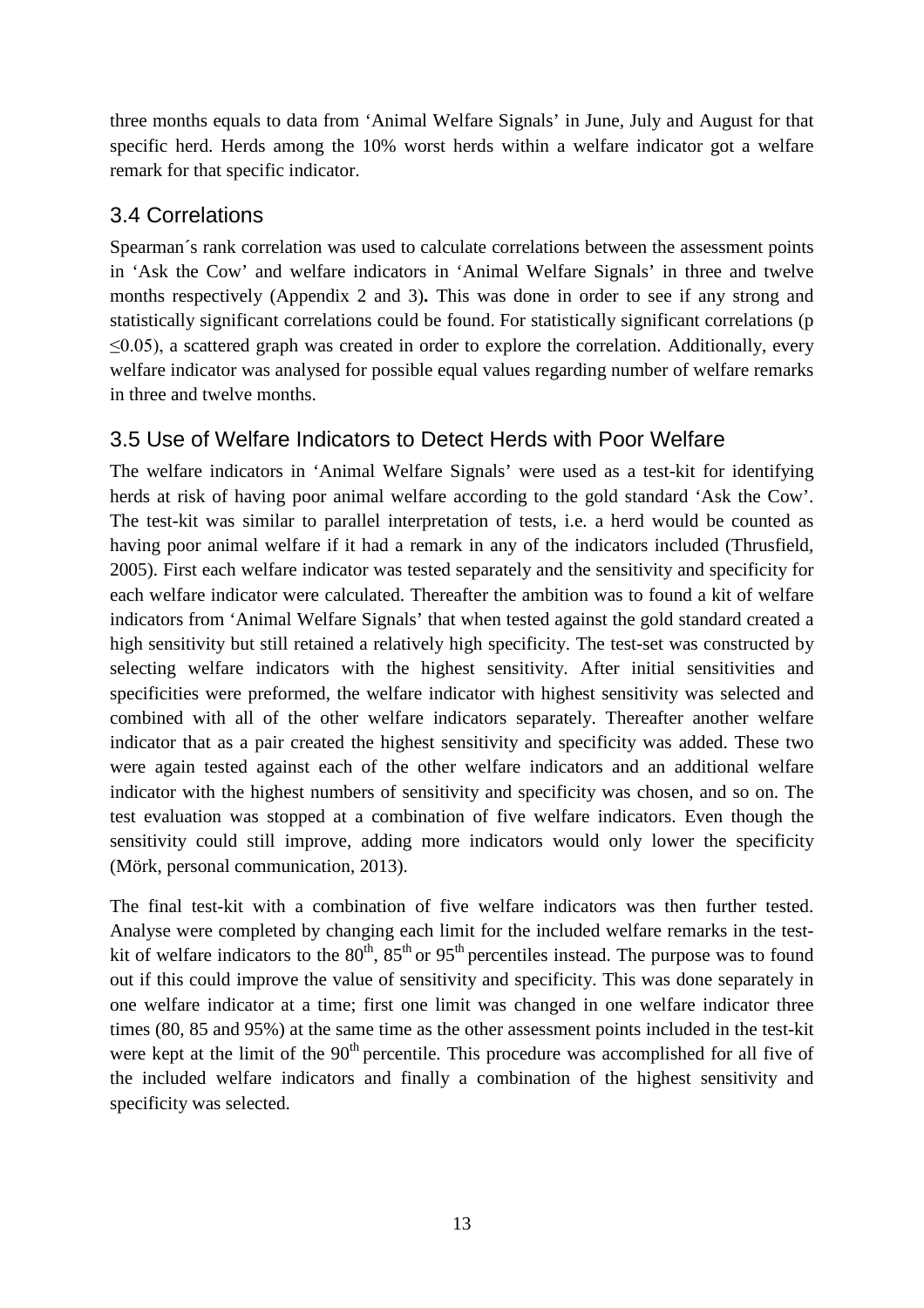three months equals to data from 'Animal Welfare Signals' in June, July and August for that specific herd. Herds among the 10% worst herds within a welfare indicator got a welfare remark for that specific indicator.

## 3.4 Correlations

Spearman´s rank correlation was used to calculate correlations between the assessment points in 'Ask the Cow' and welfare indicators in 'Animal Welfare Signals' in three and twelve months respectively (Appendix 2 and 3)**.** This was done in order to see if any strong and statistically significant correlations could be found. For statistically significant correlations ($p \leq 0.05$), a scattered graph was created in order to explore the correlation. Additionally, every welfare indicator was analysed for possible equal values regarding number of welfare remarks in three and twelve months.

## 3.5 Use of Welfare Indicators to Detect Herds with Poor Welfare

The welfare indicators in 'Animal Welfare Signals' were used as a test-kit for identifying herds at risk of having poor animal welfare according to the gold standard 'Ask the Cow'. The test-kit was similar to parallel interpretation of tests, i.e. a herd would be counted as having poor animal welfare if it had a remark in any of the indicators included (Thrusfield, 2005). First each welfare indicator was tested separately and the sensitivity and specificity for each welfare indicator were calculated. Thereafter the ambition was to found a kit of welfare indicators from 'Animal Welfare Signals' that when tested against the gold standard created a high sensitivity but still retained a relatively high specificity. The test-set was constructed by selecting welfare indicators with the highest sensitivity. After initial sensitivities and specificities were preformed, the welfare indicator with highest sensitivity was selected and combined with all of the other welfare indicators separately. Thereafter another welfare indicator that as a pair created the highest sensitivity and specificity was added. These two were again tested against each of the other welfare indicators and an additional welfare indicator with the highest numbers of sensitivity and specificity was chosen, and so on. The test evaluation was stopped at a combination of five welfare indicators. Even though the sensitivity could still improve, adding more indicators would only lower the specificity (Mörk, personal communication, 2013).

The final test-kit with a combination of five welfare indicators was then further tested. Analyse were completed by changing each limit for the included welfare remarks in the test-kit of welfare indicators to the $80^{th}$, $85^{th}$ or $95^{th}$ percentiles instead. The purpose was to found out if this could improve the value of sensitivity and specificity. This was done separately in one welfare indicator at a time; first one limit was changed in one welfare indicator three times (80, 85 and 95%) at the same time as the other assessment points included in the test-kit were kept at the limit of the $90^{th}$ percentile. This procedure was accomplished for all five of the included welfare indicators and finally a combination of the highest sensitivity and specificity was selected.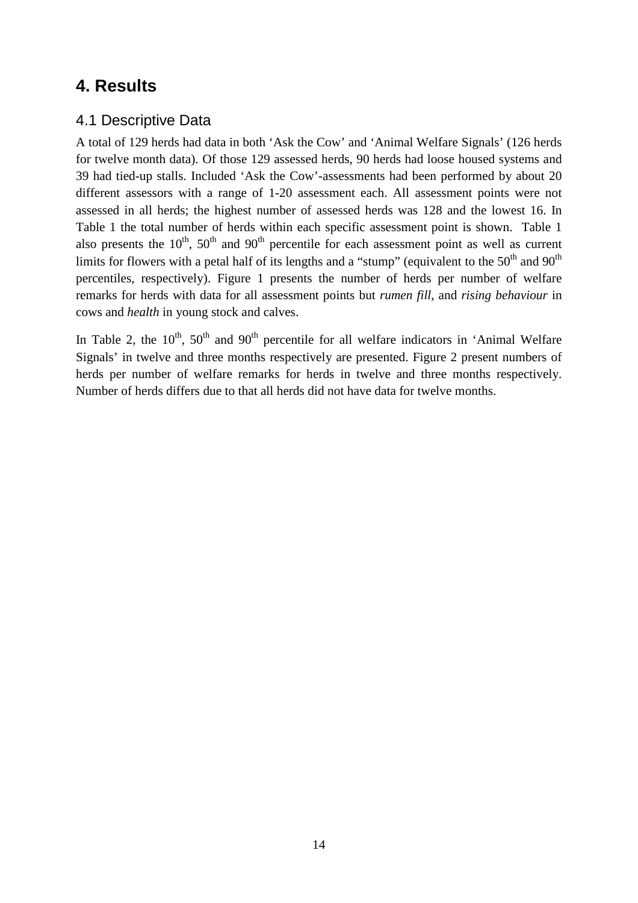# 4. Results

## 4.1 Descriptive Data

A total of 129 herds had data in both 'Ask the Cow' and 'Animal Welfare Signals' (126 herds for twelve month data). Of those 129 assessed herds, 90 herds had loose housed systems and 39 had tied-up stalls. Included 'Ask the Cow'-assessments had been performed by about 20 different assessors with a range of 1-20 assessment each. All assessment points were not assessed in all herds; the highest number of assessed herds was 128 and the lowest 16. In Table 1 the total number of herds within each specific assessment point is shown. Table 1 also presents the $10^{th}$, $50^{th}$ and $90^{th}$ percentile for each assessment point as well as current limits for flowers with a petal half of its lengths and a "stump" (equivalent to the $50^{th}$ and $90^{th}$ percentiles, respectively). Figure 1 presents the number of herds per number of welfare remarks for herds with data for all assessment points but *rumen fill*, and *rising behaviour* in cows and *health* in young stock and calves.

In Table 2, the $10^{th}$, $50^{th}$ and $90^{th}$ percentile for all welfare indicators in 'Animal Welfare Signals' in twelve and three months respectively are presented. Figure 2 present numbers of herds per number of welfare remarks for herds in twelve and three months respectively. Number of herds differs due to that all herds did not have data for twelve months.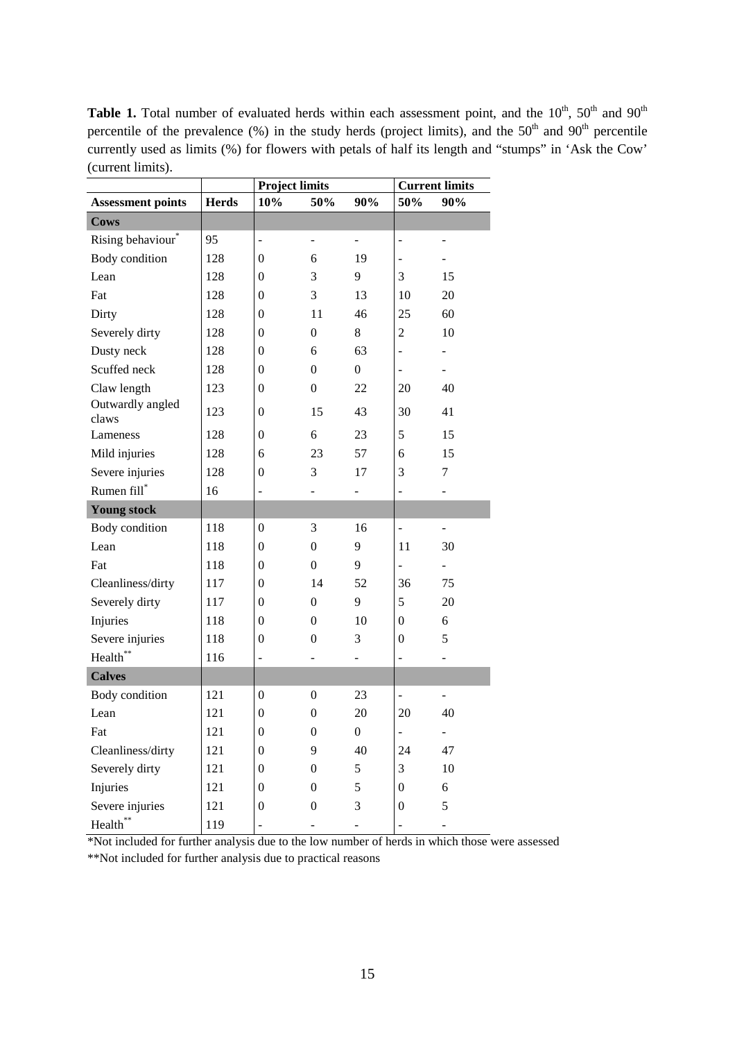**Table 1.** Total number of evaluated herds within each assessment point, and the $10^{th}$, $50^{th}$ and $90^{th}$ percentile of the prevalence (%) in the study herds (project limits), and the $50^{th}$ and $90^{th}$ percentile currently used as limits (%) for flowers with petals of half its length and "stumps" in 'Ask the Cow' (current limits).

| | | Project limits | | | Current limits | |
|---|---|---|---|---|---|---|
| **Assessment points** | **Herds** | **10%** | **50%** | **90%** | **50%** | **90%** |
| **Cows** | | | | | | |
| Rising behaviour* | 95 | - | - | - | - | - |
| Body condition | 128 | 0 | 6 | 19 | - | - |
| Lean | 128 | 0 | 3 | 9 | 3 | 15 |
| Fat | 128 | 0 | 3 | 13 | 10 | 20 |
| Dirty | 128 | 0 | 11 | 46 | 25 | 60 |
| Severely dirty | 128 | 0 | 0 | 8 | 2 | 10 |
| Dusty neck | 128 | 0 | 6 | 63 | - | - |
| Scuffed neck | 128 | 0 | 0 | 0 | - | - |
| Claw length | 123 | 0 | 0 | 22 | 20 | 40 |
| Outwardly angled claws | 123 | 0 | 15 | 43 | 30 | 41 |
| Lameness | 128 | 0 | 6 | 23 | 5 | 15 |
| Mild injuries | 128 | 6 | 23 | 57 | 6 | 15 |
| Severe injuries | 128 | 0 | 3 | 17 | 3 | 7 |
| Rumen fill* | 16 | - | - | - | - | - |
| **Young stock** | | | | | | |
| Body condition | 118 | 0 | 3 | 16 | - | - |
| Lean | 118 | 0 | 0 | 9 | 11 | 30 |
| Fat | 118 | 0 | 0 | 9 | - | - |
| Cleanliness/dirty | 117 | 0 | 14 | 52 | 36 | 75 |
| Severely dirty | 117 | 0 | 0 | 9 | 5 | 20 |
| Injuries | 118 | 0 | 0 | 10 | 0 | 6 |
| Severe injuries | 118 | 0 | 0 | 3 | 0 | 5 |
| Health** | 116 | - | - | - | - | - |
| **Calves** | | | | | | |
| Body condition | 121 | 0 | 0 | 23 | - | - |
| Lean | 121 | 0 | 0 | 20 | 20 | 40 |
| Fat | 121 | 0 | 0 | 0 | - | - |
| Cleanliness/dirty | 121 | 0 | 9 | 40 | 24 | 47 |
| Severely dirty | 121 | 0 | 0 | 5 | 3 | 10 |
| Injuries | 121 | 0 | 0 | 5 | 0 | 6 |
| Severe injuries | 121 | 0 | 0 | 3 | 0 | 5 |
| Health** | 119 | - | - | - | - | - |

*Not included for further analysis due to the low number of herds in which those were assessed

**Not included for further analysis due to practical reasons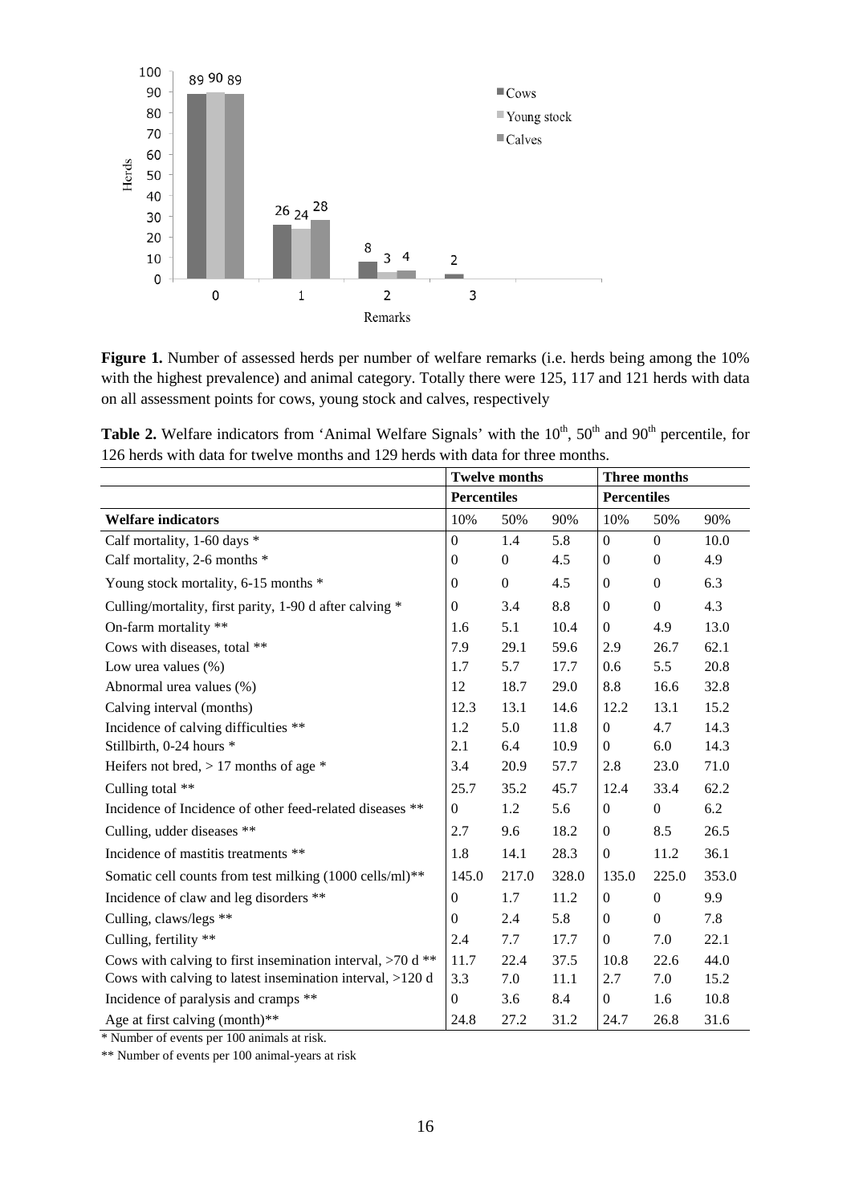**Figure 1.** Number of assessed herds per number of welfare remarks (i.e. herds being among the 10% with the highest prevalence) and animal category. Totally there were 125, 117 and 121 herds with data on all assessment points for cows, young stock and calves, respectively

**Table 2.** Welfare indicators from 'Animal Welfare Signals' with the 10[th], 50[th] and 90[th] percentile, for 126 herds with data for twelve months and 129 herds with data for three months.

| | Twelve months | | | Three months | | |
|---|---|---|---|---|---|---|
| | Percentiles | | | Percentiles | | |
| **Welfare indicators** | 10% | 50% | 90% | 10% | 50% | 90% |
| Calf mortality, 1-60 days * | 0 | 1.4 | 5.8 | 0 | 0 | 10.0 |
| Calf mortality, 2-6 months * | 0 | 0 | 4.5 | 0 | 0 | 4.9 |
| Young stock mortality, 6-15 months * | 0 | 0 | 4.5 | 0 | 0 | 6.3 |
| Culling/mortality, first parity, 1-90 d after calving * | 0 | 3.4 | 8.8 | 0 | 0 | 4.3 |
| On-farm mortality ** | 1.6 | 5.1 | 10.4 | 0 | 4.9 | 13.0 |
| Cows with diseases, total ** | 7.9 | 29.1 | 59.6 | 2.9 | 26.7 | 62.1 |
| Low urea values (%) | 1.7 | 5.7 | 17.7 | 0.6 | 5.5 | 20.8 |
| Abnormal urea values (%) | 12 | 18.7 | 29.0 | 8.8 | 16.6 | 32.8 |
| Calving interval (months) | 12.3 | 13.1 | 14.6 | 12.2 | 13.1 | 15.2 |
| Incidence of calving difficulties ** | 1.2 | 5.0 | 11.8 | 0 | 4.7 | 14.3 |
| Stillbirth, 0-24 hours * | 2.1 | 6.4 | 10.9 | 0 | 6.0 | 14.3 |
| Heifers not bred, > 17 months of age * | 3.4 | 20.9 | 57.7 | 2.8 | 23.0 | 71.0 |
| Culling total ** | 25.7 | 35.2 | 45.7 | 12.4 | 33.4 | 62.2 |
| Incidence of Incidence of other feed-related diseases ** | 0 | 1.2 | 5.6 | 0 | 0 | 6.2 |
| Culling, udder diseases ** | 2.7 | 9.6 | 18.2 | 0 | 8.5 | 26.5 |
| Incidence of mastitis treatments ** | 1.8 | 14.1 | 28.3 | 0 | 11.2 | 36.1 |
| Somatic cell counts from test milking (1000 cells/ml)** | 145.0 | 217.0 | 328.0 | 135.0 | 225.0 | 353.0 |
| Incidence of claw and leg disorders ** | 0 | 1.7 | 11.2 | 0 | 0 | 9.9 |
| Culling, claws/legs ** | 0 | 2.4 | 5.8 | 0 | 0 | 7.8 |
| Culling, fertility ** | 2.4 | 7.7 | 17.7 | 0 | 7.0 | 22.1 |
| Cows with calving to first insemination interval, >70 d ** | 11.7 | 22.4 | 37.5 | 10.8 | 22.6 | 44.0 |
| Cows with calving to latest insemination interval, >120 d | 3.3 | 7.0 | 11.1 | 2.7 | 7.0 | 15.2 |
| Incidence of paralysis and cramps ** | 0 | 3.6 | 8.4 | 0 | 1.6 | 10.8 |
| Age at first calving (month)** | 24.8 | 27.2 | 31.2 | 24.7 | 26.8 | 31.6 |

* Number of events per 100 animals at risk.

** Number of events per 100 animal-years at risk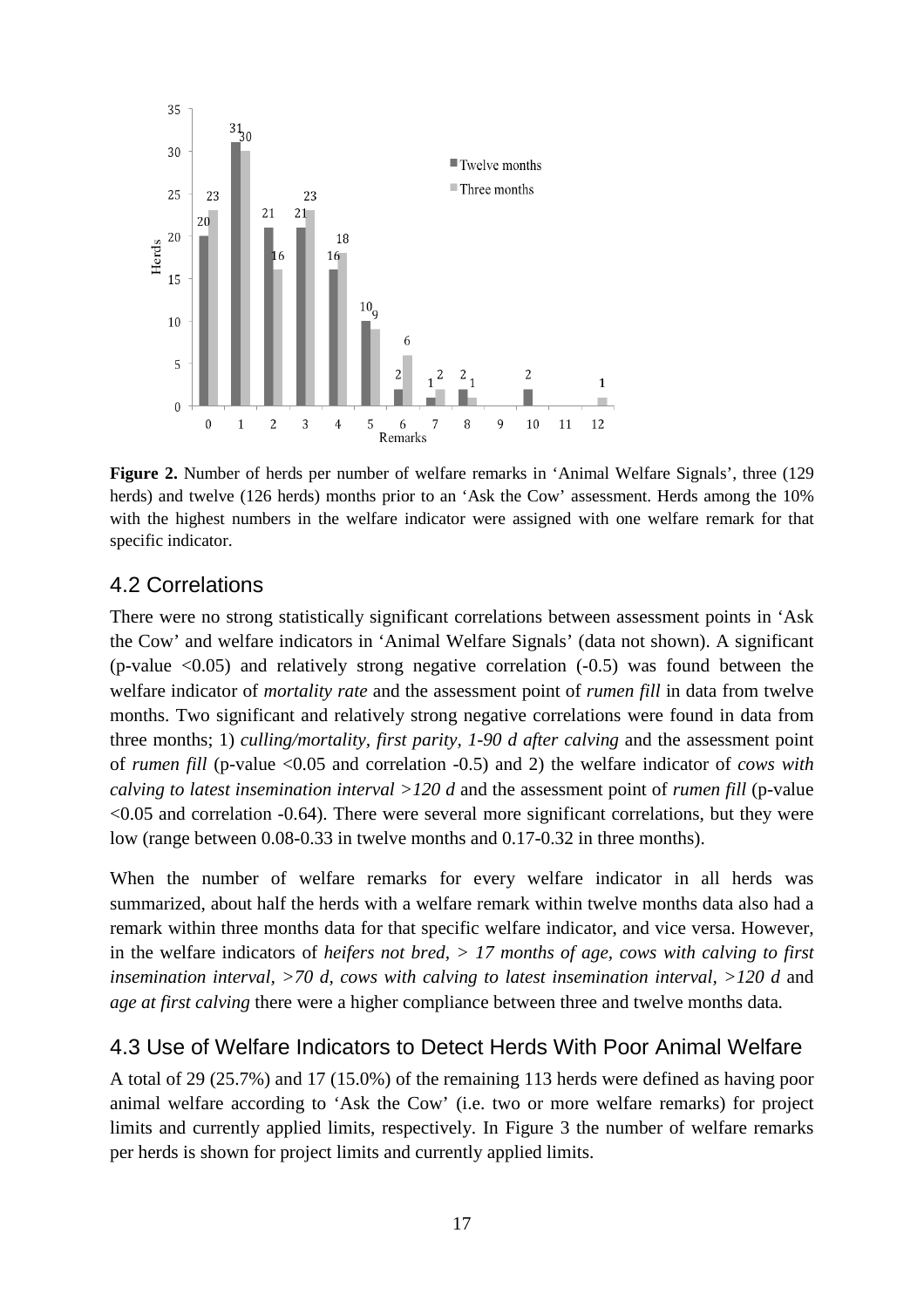**Figure 2.** Number of herds per number of welfare remarks in 'Animal Welfare Signals', three (129 herds) and twelve (126 herds) months prior to an 'Ask the Cow' assessment. Herds among the 10% with the highest numbers in the welfare indicator were assigned with one welfare remark for that specific indicator.

## 4.2 Correlations

There were no strong statistically significant correlations between assessment points in 'Ask the Cow' and welfare indicators in 'Animal Welfare Signals' (data not shown). A significant (p-value <0.05) and relatively strong negative correlation (-0.5) was found between the welfare indicator of *mortality rate* and the assessment point of *rumen fill* in data from twelve months. Two significant and relatively strong negative correlations were found in data from three months; 1) *culling/mortality, first parity, 1-90 d after calving* and the assessment point of *rumen fill* (p-value <0.05 and correlation -0.5) and 2) the welfare indicator of *cows with calving to latest insemination interval >120 d* and the assessment point of *rumen fill* (p-value <0.05 and correlation -0.64). There were several more significant correlations, but they were low (range between 0.08-0.33 in twelve months and 0.17-0.32 in three months).

When the number of welfare remarks for every welfare indicator in all herds was summarized, about half the herds with a welfare remark within twelve months data also had a remark within three months data for that specific welfare indicator, and vice versa. However, in the welfare indicators of *heifers not bred, > 17 months of age, cows with calving to first insemination interval, >70 d, cows with calving to latest insemination interval, >120 d* and *age at first calving* there were a higher compliance between three and twelve months data.

## 4.3 Use of Welfare Indicators to Detect Herds With Poor Animal Welfare

A total of 29 (25.7%) and 17 (15.0%) of the remaining 113 herds were defined as having poor animal welfare according to 'Ask the Cow' (i.e. two or more welfare remarks) for project limits and currently applied limits, respectively. In Figure 3 the number of welfare remarks per herds is shown for project limits and currently applied limits.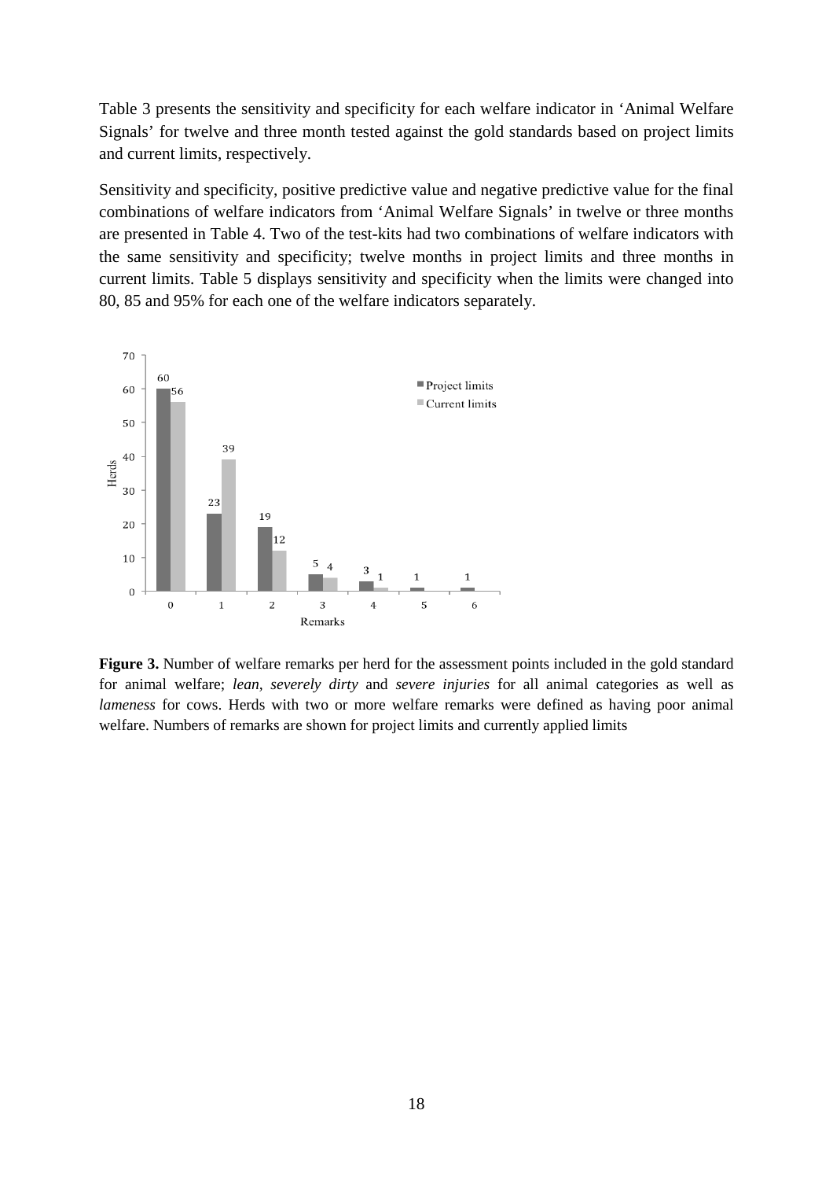Table 3 presents the sensitivity and specificity for each welfare indicator in 'Animal Welfare Signals' for twelve and three month tested against the gold standards based on project limits and current limits, respectively.

Sensitivity and specificity, positive predictive value and negative predictive value for the final combinations of welfare indicators from 'Animal Welfare Signals' in twelve or three months are presented in Table 4. Two of the test-kits had two combinations of welfare indicators with the same sensitivity and specificity; twelve months in project limits and three months in current limits. Table 5 displays sensitivity and specificity when the limits were changed into 80, 85 and 95% for each one of the welfare indicators separately.

**Figure 3.** Number of welfare remarks per herd for the assessment points included in the gold standard for animal welfare; *lean, severely dirty* and *severe injuries* for all animal categories as well as *lameness* for cows. Herds with two or more welfare remarks were defined as having poor animal welfare. Numbers of remarks are shown for project limits and currently applied limits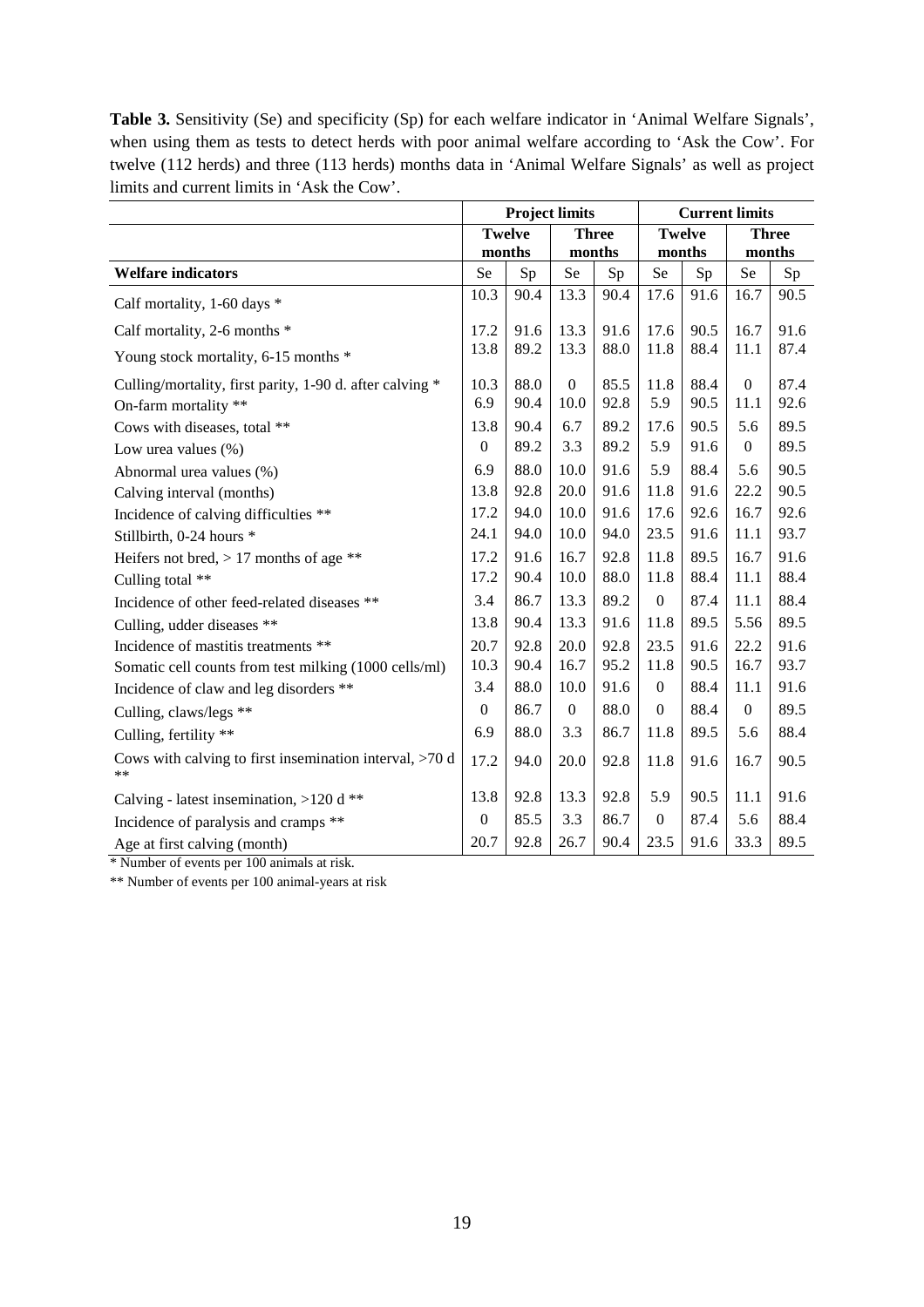**Table 3.** Sensitivity (Se) and specificity (Sp) for each welfare indicator in 'Animal Welfare Signals', when using them as tests to detect herds with poor animal welfare according to 'Ask the Cow'. For twelve (112 herds) and three (113 herds) months data in 'Animal Welfare Signals' as well as project limits and current limits in 'Ask the Cow'.

| | Project limits | | | | Current limits | | | |
|---|---|---|---|---|---|---|---|---|
| | Twelve months | | Three months | | Twelve months | | Three months | |
| **Welfare indicators** | Se | Sp | Se | Sp | Se | Sp | Se | Sp |
| Calf mortality, 1-60 days * | 10.3 | 90.4 | 13.3 | 90.4 | 17.6 | 91.6 | 16.7 | 90.5 |
| Calf mortality, 2-6 months * | 17.2 | 91.6 | 13.3 | 91.6 | 17.6 | 90.5 | 16.7 | 91.6 |
| Young stock mortality, 6-15 months * | 13.8 | 89.2 | 13.3 | 88.0 | 11.8 | 88.4 | 11.1 | 87.4 |
| Culling/mortality, first parity, 1-90 d. after calving * | 10.3 | 88.0 | 0 | 85.5 | 11.8 | 88.4 | 0 | 87.4 |
| On-farm mortality ** | 6.9 | 90.4 | 10.0 | 92.8 | 5.9 | 90.5 | 11.1 | 92.6 |
| Cows with diseases, total ** | 13.8 | 90.4 | 6.7 | 89.2 | 17.6 | 90.5 | 5.6 | 89.5 |
| Low urea values (%) | 0 | 89.2 | 3.3 | 89.2 | 5.9 | 91.6 | 0 | 89.5 |
| Abnormal urea values (%) | 6.9 | 88.0 | 10.0 | 91.6 | 5.9 | 88.4 | 5.6 | 90.5 |
| Calving interval (months) | 13.8 | 92.8 | 20.0 | 91.6 | 11.8 | 91.6 | 22.2 | 90.5 |
| Incidence of calving difficulties ** | 17.2 | 94.0 | 10.0 | 91.6 | 17.6 | 92.6 | 16.7 | 92.6 |
| Stillbirth, 0-24 hours * | 24.1 | 94.0 | 10.0 | 94.0 | 23.5 | 91.6 | 11.1 | 93.7 |
| Heifers not bred, > 17 months of age ** | 17.2 | 91.6 | 16.7 | 92.8 | 11.8 | 89.5 | 16.7 | 91.6 |
| Culling total ** | 17.2 | 90.4 | 10.0 | 88.0 | 11.8 | 88.4 | 11.1 | 88.4 |
| Incidence of other feed-related diseases ** | 3.4 | 86.7 | 13.3 | 89.2 | 0 | 87.4 | 11.1 | 88.4 |
| Culling, udder diseases ** | 13.8 | 90.4 | 13.3 | 91.6 | 11.8 | 89.5 | 5.56 | 89.5 |
| Incidence of mastitis treatments ** | 20.7 | 92.8 | 20.0 | 92.8 | 23.5 | 91.6 | 22.2 | 91.6 |
| Somatic cell counts from test milking (1000 cells/ml) | 10.3 | 90.4 | 16.7 | 95.2 | 11.8 | 90.5 | 16.7 | 93.7 |
| Incidence of claw and leg disorders ** | 3.4 | 88.0 | 10.0 | 91.6 | 0 | 88.4 | 11.1 | 91.6 |
| Culling, claws/legs ** | 0 | 86.7 | 0 | 88.0 | 0 | 88.4 | 0 | 89.5 |
| Culling, fertility ** | 6.9 | 88.0 | 3.3 | 86.7 | 11.8 | 89.5 | 5.6 | 88.4 |
| Cows with calving to first insemination interval, >70 d ** | 17.2 | 94.0 | 20.0 | 92.8 | 11.8 | 91.6 | 16.7 | 90.5 |
| Calving - latest insemination, >120 d ** | 13.8 | 92.8 | 13.3 | 92.8 | 5.9 | 90.5 | 11.1 | 91.6 |
| Incidence of paralysis and cramps ** | 0 | 85.5 | 3.3 | 86.7 | 0 | 87.4 | 5.6 | 88.4 |
| Age at first calving (month) | 20.7 | 92.8 | 26.7 | 90.4 | 23.5 | 91.6 | 33.3 | 89.5 |

\* Number of events per 100 animals at risk.

** Number of events per 100 animal-years at risk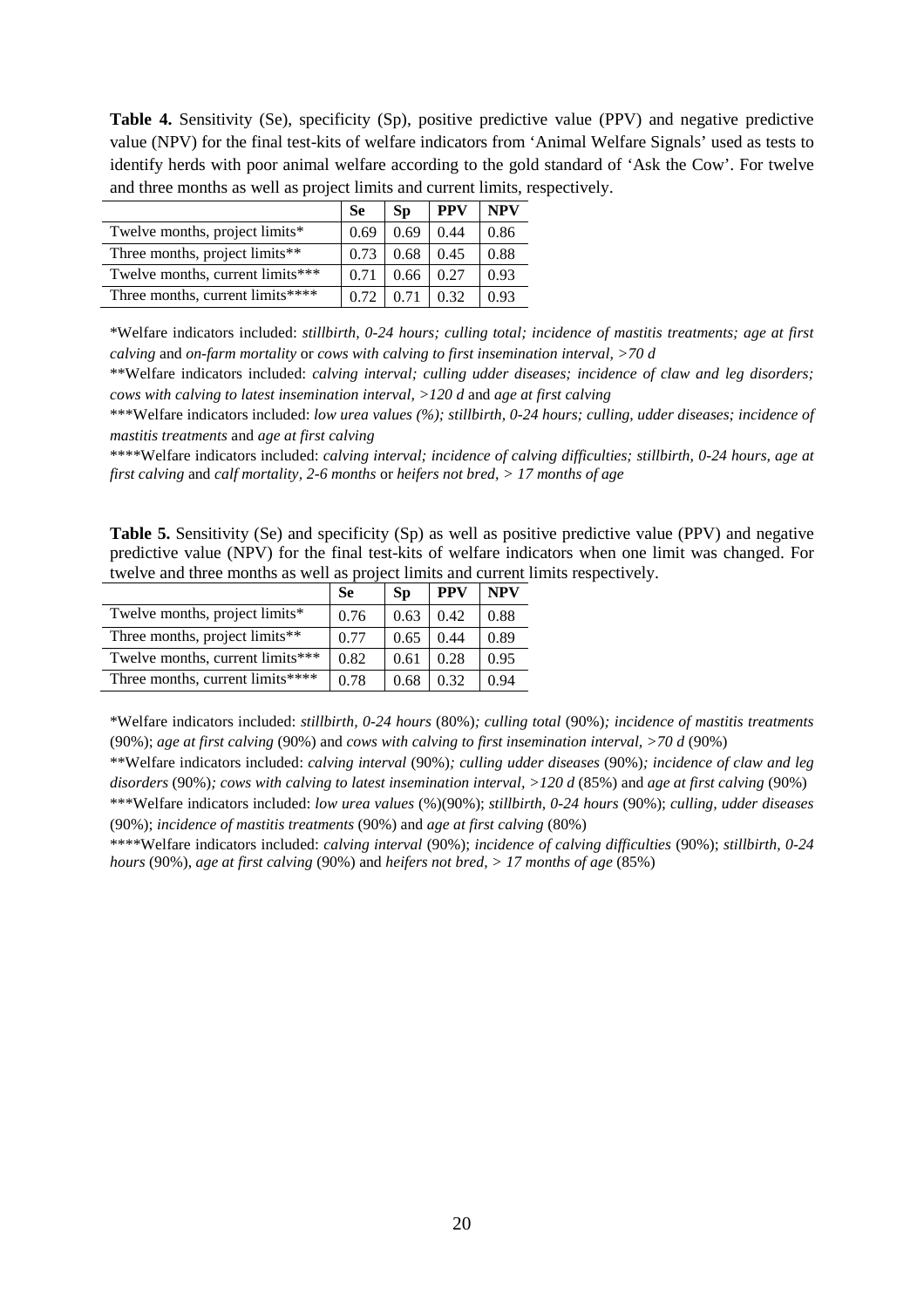**Table 4.** Sensitivity (Se), specificity (Sp), positive predictive value (PPV) and negative predictive value (NPV) for the final test-kits of welfare indicators from 'Animal Welfare Signals' used as tests to identify herds with poor animal welfare according to the gold standard of 'Ask the Cow'. For twelve and three months as well as project limits and current limits, respectively.

| | Se | Sp | PPV | NPV |
|---|---|---|---|---|
| Twelve months, project limits* | 0.69 | 0.69 | 0.44 | 0.86 |
| Three months, project limits** | 0.73 | 0.68 | 0.45 | 0.88 |
| Twelve months, current limits*** | 0.71 | 0.66 | 0.27 | 0.93 |
| Three months, current limits**** | 0.72 | 0.71 | 0.32 | 0.93 |

*Welfare indicators included: *stillbirth, 0-24 hours; culling total; incidence of mastitis treatments; age at first calving* and *on-farm mortality* or *cows with calving to first insemination interval, >70 d*

**Welfare indicators included: *calving interval; culling udder diseases; incidence of claw and leg disorders; cows with calving to latest insemination interval, >120 d* and *age at first calving*

***Welfare indicators included: *low urea values (%); stillbirth, 0-24 hours; culling, udder diseases; incidence of mastitis treatments* and *age at first calving*

****Welfare indicators included: *calving interval; incidence of calving difficulties; stillbirth, 0-24 hours, age at first calving* and *calf mortality, 2-6 months* or *heifers not bred, > 17 months of age*

**Table 5.** Sensitivity (Se) and specificity (Sp) as well as positive predictive value (PPV) and negative predictive value (NPV) for the final test-kits of welfare indicators when one limit was changed. For twelve and three months as well as project limits and current limits respectively.

| | Se | Sp | PPV | NPV |
|---|---|---|---|---|
| Twelve months, project limits* | 0.76 | 0.63 | 0.42 | 0.88 |
| Three months, project limits** | 0.77 | 0.65 | 0.44 | 0.89 |
| Twelve months, current limits*** | 0.82 | 0.61 | 0.28 | 0.95 |
| Three months, current limits**** | 0.78 | 0.68 | 0.32 | 0.94 |

*Welfare indicators included: *stillbirth, 0-24 hours* (80%)*; culling total* (90%)*; incidence of mastitis treatments* (90%); *age at first calving* (90%) and *cows with calving to first insemination interval, >70 d* (90%)

**Welfare indicators included: *calving interval* (90%)*; culling udder diseases* (90%)*; incidence of claw and leg disorders* (90%)*; cows with calving to latest insemination interval, >120 d* (85%) and *age at first calving* (90%)

***Welfare indicators included: *low urea values* (%)(90%); *stillbirth, 0-24 hours* (90%); *culling, udder diseases* (90%); *incidence of mastitis treatments* (90%) and *age at first calving* (80%)

****Welfare indicators included: *calving interval* (90%); *incidence of calving difficulties* (90%); *stillbirth, 0-24 hours* (90%), *age at first calving* (90%) and *heifers not bred, > 17 months of age* (85%)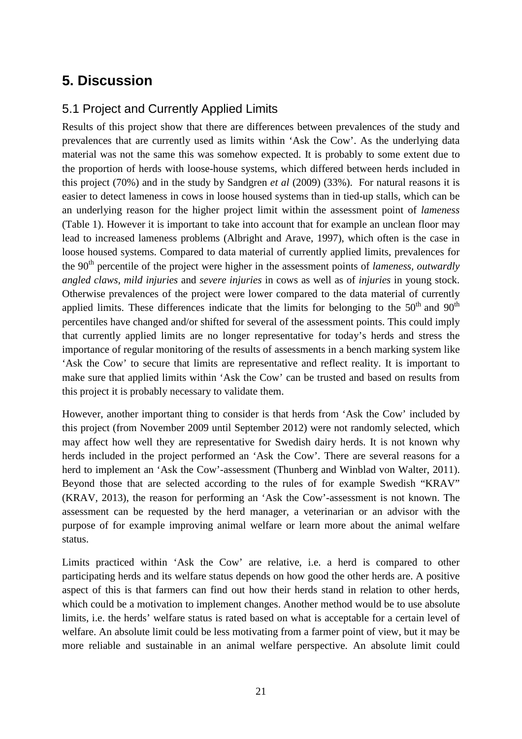# 5. Discussion

## 5.1 Project and Currently Applied Limits

Results of this project show that there are differences between prevalences of the study and prevalences that are currently used as limits within 'Ask the Cow'. As the underlying data material was not the same this was somehow expected. It is probably to some extent due to the proportion of herds with loose-house systems, which differed between herds included in this project (70%) and in the study by Sandgren *et al* (2009) (33%). For natural reasons it is easier to detect lameness in cows in loose housed systems than in tied-up stalls, which can be an underlying reason for the higher project limit within the assessment point of *lameness* (Table 1). However it is important to take into account that for example an unclean floor may lead to increased lameness problems (Albright and Arave, 1997), which often is the case in loose housed systems. Compared to data material of currently applied limits, prevalences for the 90$^{th}$ percentile of the project were higher in the assessment points of *lameness, outwardly angled claws, mild injuries* and *severe injuries* in cows as well as of *injuries* in young stock. Otherwise prevalences of the project were lower compared to the data material of currently applied limits. These differences indicate that the limits for belonging to the 50$^{th}$ and 90$^{th}$ percentiles have changed and/or shifted for several of the assessment points. This could imply that currently applied limits are no longer representative for today's herds and stress the importance of regular monitoring of the results of assessments in a bench marking system like 'Ask the Cow' to secure that limits are representative and reflect reality. It is important to make sure that applied limits within 'Ask the Cow' can be trusted and based on results from this project it is probably necessary to validate them.

However, another important thing to consider is that herds from 'Ask the Cow' included by this project (from November 2009 until September 2012) were not randomly selected, which may affect how well they are representative for Swedish dairy herds. It is not known why herds included in the project performed an 'Ask the Cow'. There are several reasons for a herd to implement an 'Ask the Cow'-assessment (Thunberg and Winblad von Walter, 2011). Beyond those that are selected according to the rules of for example Swedish "KRAV" (KRAV, 2013), the reason for performing an 'Ask the Cow'-assessment is not known. The assessment can be requested by the herd manager, a veterinarian or an advisor with the purpose of for example improving animal welfare or learn more about the animal welfare status.

Limits practiced within 'Ask the Cow' are relative, i.e. a herd is compared to other participating herds and its welfare status depends on how good the other herds are. A positive aspect of this is that farmers can find out how their herds stand in relation to other herds, which could be a motivation to implement changes. Another method would be to use absolute limits, i.e. the herds' welfare status is rated based on what is acceptable for a certain level of welfare. An absolute limit could be less motivating from a farmer point of view, but it may be more reliable and sustainable in an animal welfare perspective. An absolute limit could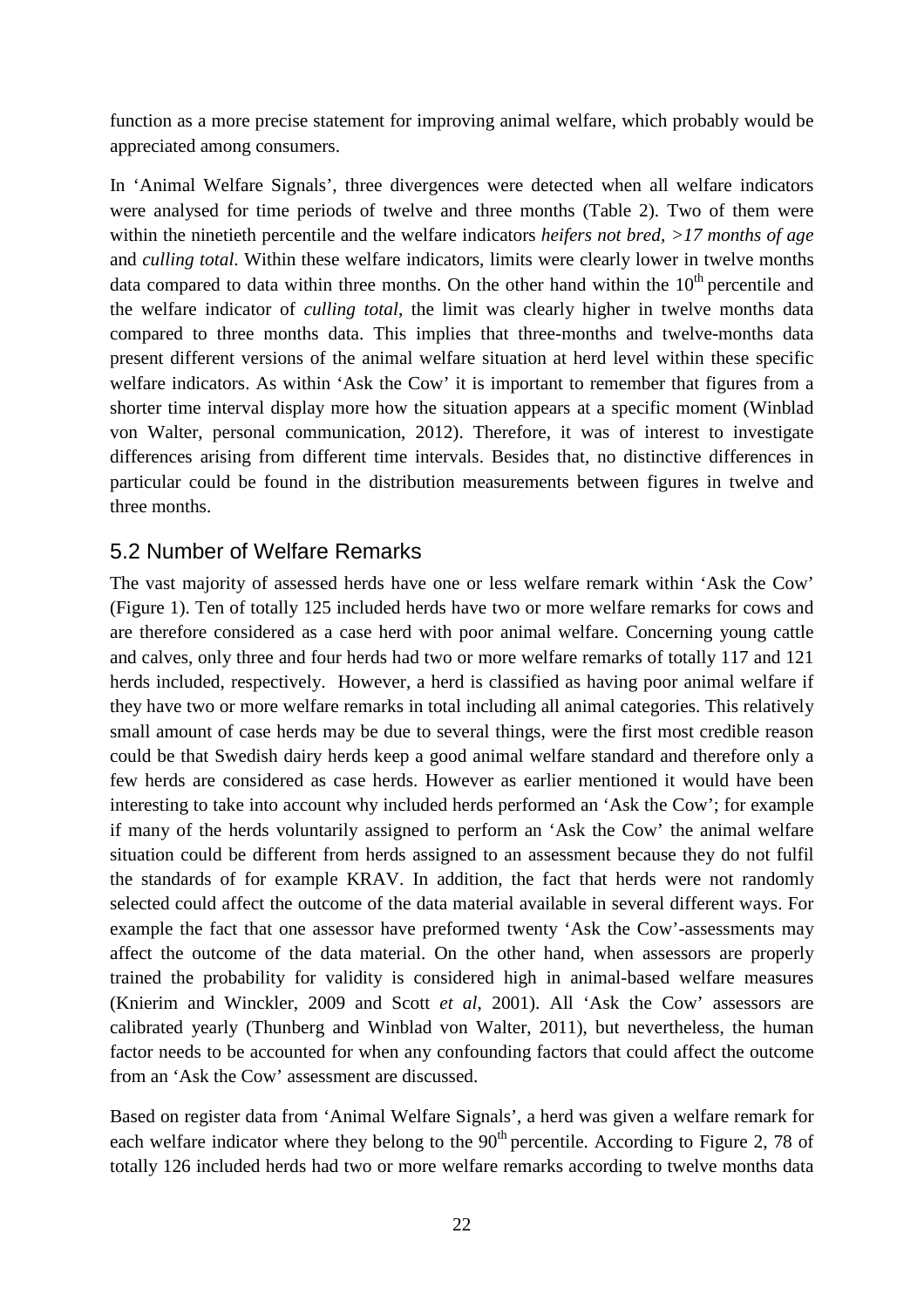function as a more precise statement for improving animal welfare, which probably would be appreciated among consumers.

In 'Animal Welfare Signals', three divergences were detected when all welfare indicators were analysed for time periods of twelve and three months (Table 2). Two of them were within the ninetieth percentile and the welfare indicators *heifers not bred, >17 months of age* and *culling total.* Within these welfare indicators, limits were clearly lower in twelve months data compared to data within three months. On the other hand within the 10$^{th}$ percentile and the welfare indicator of *culling total*, the limit was clearly higher in twelve months data compared to three months data. This implies that three-months and twelve-months data present different versions of the animal welfare situation at herd level within these specific welfare indicators. As within 'Ask the Cow' it is important to remember that figures from a shorter time interval display more how the situation appears at a specific moment (Winblad von Walter, personal communication, 2012). Therefore, it was of interest to investigate differences arising from different time intervals. Besides that, no distinctive differences in particular could be found in the distribution measurements between figures in twelve and three months.

## 5.2 Number of Welfare Remarks

The vast majority of assessed herds have one or less welfare remark within 'Ask the Cow' (Figure 1). Ten of totally 125 included herds have two or more welfare remarks for cows and are therefore considered as a case herd with poor animal welfare. Concerning young cattle and calves, only three and four herds had two or more welfare remarks of totally 117 and 121 herds included, respectively. However, a herd is classified as having poor animal welfare if they have two or more welfare remarks in total including all animal categories. This relatively small amount of case herds may be due to several things, were the first most credible reason could be that Swedish dairy herds keep a good animal welfare standard and therefore only a few herds are considered as case herds. However as earlier mentioned it would have been interesting to take into account why included herds performed an 'Ask the Cow'; for example if many of the herds voluntarily assigned to perform an 'Ask the Cow' the animal welfare situation could be different from herds assigned to an assessment because they do not fulfil the standards of for example KRAV. In addition, the fact that herds were not randomly selected could affect the outcome of the data material available in several different ways. For example the fact that one assessor have preformed twenty 'Ask the Cow'-assessments may affect the outcome of the data material. On the other hand, when assessors are properly trained the probability for validity is considered high in animal-based welfare measures (Knierim and Winckler, 2009 and Scott *et al*, 2001). All 'Ask the Cow' assessors are calibrated yearly (Thunberg and Winblad von Walter, 2011), but nevertheless, the human factor needs to be accounted for when any confounding factors that could affect the outcome from an 'Ask the Cow' assessment are discussed.

Based on register data from 'Animal Welfare Signals', a herd was given a welfare remark for each welfare indicator where they belong to the 90$^{th}$ percentile. According to Figure 2, 78 of totally 126 included herds had two or more welfare remarks according to twelve months data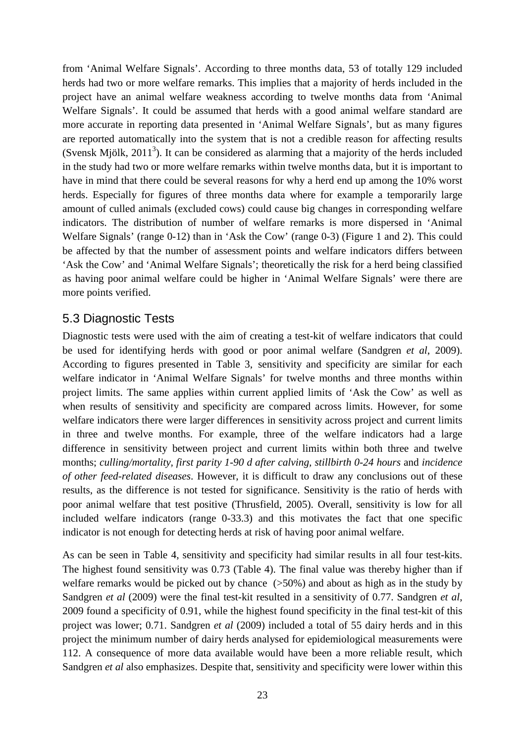from 'Animal Welfare Signals'. According to three months data, 53 of totally 129 included herds had two or more welfare remarks. This implies that a majority of herds included in the project have an animal welfare weakness according to twelve months data from 'Animal Welfare Signals'. It could be assumed that herds with a good animal welfare standard are more accurate in reporting data presented in 'Animal Welfare Signals', but as many figures are reported automatically into the system that is not a credible reason for affecting results (Svensk Mjölk, 2011[3]). It can be considered as alarming that a majority of the herds included in the study had two or more welfare remarks within twelve months data, but it is important to have in mind that there could be several reasons for why a herd end up among the 10% worst herds. Especially for figures of three months data where for example a temporarily large amount of culled animals (excluded cows) could cause big changes in corresponding welfare indicators. The distribution of number of welfare remarks is more dispersed in 'Animal Welfare Signals' (range 0-12) than in 'Ask the Cow' (range 0-3) (Figure 1 and 2). This could be affected by that the number of assessment points and welfare indicators differs between 'Ask the Cow' and 'Animal Welfare Signals'; theoretically the risk for a herd being classified as having poor animal welfare could be higher in 'Animal Welfare Signals' were there are more points verified.

## 5.3 Diagnostic Tests

Diagnostic tests were used with the aim of creating a test-kit of welfare indicators that could be used for identifying herds with good or poor animal welfare (Sandgren *et al*, 2009). According to figures presented in Table 3, sensitivity and specificity are similar for each welfare indicator in 'Animal Welfare Signals' for twelve months and three months within project limits. The same applies within current applied limits of 'Ask the Cow' as well as when results of sensitivity and specificity are compared across limits. However, for some welfare indicators there were larger differences in sensitivity across project and current limits in three and twelve months. For example, three of the welfare indicators had a large difference in sensitivity between project and current limits within both three and twelve months; *culling/mortality, first parity 1-90 d after calving, stillbirth 0-24 hours* and *incidence of other feed-related diseases*. However, it is difficult to draw any conclusions out of these results, as the difference is not tested for significance. Sensitivity is the ratio of herds with poor animal welfare that test positive (Thrusfield, 2005). Overall, sensitivity is low for all included welfare indicators (range 0-33.3) and this motivates the fact that one specific indicator is not enough for detecting herds at risk of having poor animal welfare.

As can be seen in Table 4, sensitivity and specificity had similar results in all four test-kits. The highest found sensitivity was 0.73 (Table 4). The final value was thereby higher than if welfare remarks would be picked out by chance (>50%) and about as high as in the study by Sandgren *et al* (2009) were the final test-kit resulted in a sensitivity of 0.77. Sandgren *et al*, 2009 found a specificity of 0.91, while the highest found specificity in the final test-kit of this project was lower; 0.71. Sandgren *et al* (2009) included a total of 55 dairy herds and in this project the minimum number of dairy herds analysed for epidemiological measurements were 112. A consequence of more data available would have been a more reliable result, which Sandgren *et al* also emphasizes. Despite that, sensitivity and specificity were lower within this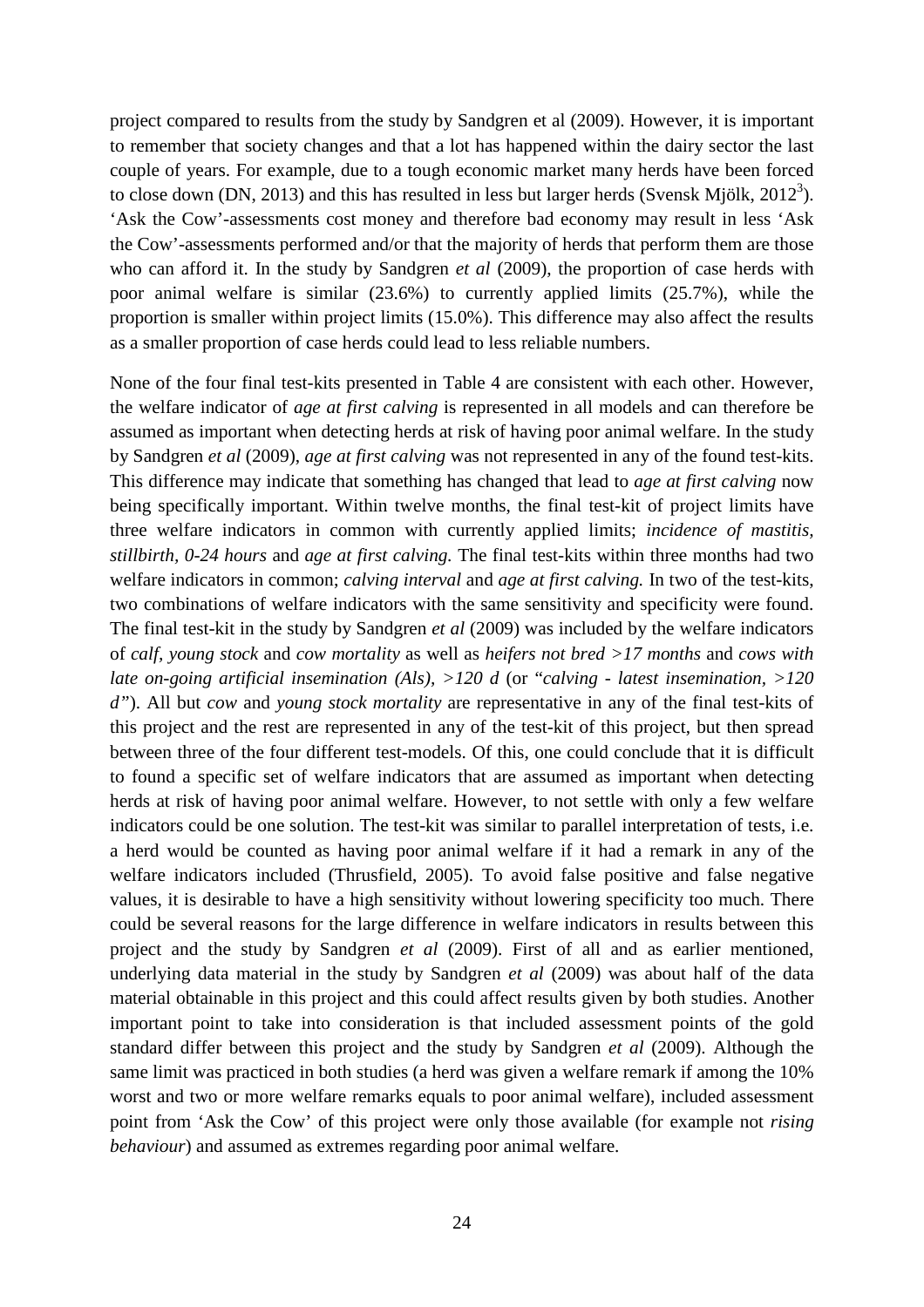project compared to results from the study by Sandgren et al (2009). However, it is important to remember that society changes and that a lot has happened within the dairy sector the last couple of years. For example, due to a tough economic market many herds have been forced to close down (DN, 2013) and this has resulted in less but larger herds (Svensk Mjölk, 2012[3]). 'Ask the Cow'-assessments cost money and therefore bad economy may result in less 'Ask the Cow'-assessments performed and/or that the majority of herds that perform them are those who can afford it. In the study by Sandgren *et al* (2009), the proportion of case herds with poor animal welfare is similar (23.6%) to currently applied limits (25.7%), while the proportion is smaller within project limits (15.0%). This difference may also affect the results as a smaller proportion of case herds could lead to less reliable numbers.

None of the four final test-kits presented in Table 4 are consistent with each other. However, the welfare indicator of *age at first calving* is represented in all models and can therefore be assumed as important when detecting herds at risk of having poor animal welfare. In the study by Sandgren *et al* (2009), *age at first calving* was not represented in any of the found test-kits. This difference may indicate that something has changed that lead to *age at first calving* now being specifically important. Within twelve months, the final test-kit of project limits have three welfare indicators in common with currently applied limits; *incidence of mastitis, stillbirth, 0-24 hours* and *age at first calving.* The final test-kits within three months had two welfare indicators in common; *calving interval* and *age at first calving.* In two of the test-kits, two combinations of welfare indicators with the same sensitivity and specificity were found. The final test-kit in the study by Sandgren *et al* (2009) was included by the welfare indicators of *calf, young stock* and *cow mortality* as well as *heifers not bred >17 months* and *cows with late on-going artificial insemination (AIs), >120 d* (or "*calving - latest insemination, >120 d*"). All but *cow* and *young stock mortality* are representative in any of the final test-kits of this project and the rest are represented in any of the test-kit of this project, but then spread between three of the four different test-models. Of this, one could conclude that it is difficult to found a specific set of welfare indicators that are assumed as important when detecting herds at risk of having poor animal welfare. However, to not settle with only a few welfare indicators could be one solution. The test-kit was similar to parallel interpretation of tests, i.e. a herd would be counted as having poor animal welfare if it had a remark in any of the welfare indicators included (Thrusfield, 2005). To avoid false positive and false negative values, it is desirable to have a high sensitivity without lowering specificity too much. There could be several reasons for the large difference in welfare indicators in results between this project and the study by Sandgren *et al* (2009). First of all and as earlier mentioned, underlying data material in the study by Sandgren *et al* (2009) was about half of the data material obtainable in this project and this could affect results given by both studies. Another important point to take into consideration is that included assessment points of the gold standard differ between this project and the study by Sandgren *et al* (2009). Although the same limit was practiced in both studies (a herd was given a welfare remark if among the 10% worst and two or more welfare remarks equals to poor animal welfare), included assessment point from 'Ask the Cow' of this project were only those available (for example not *rising behaviour*) and assumed as extremes regarding poor animal welfare.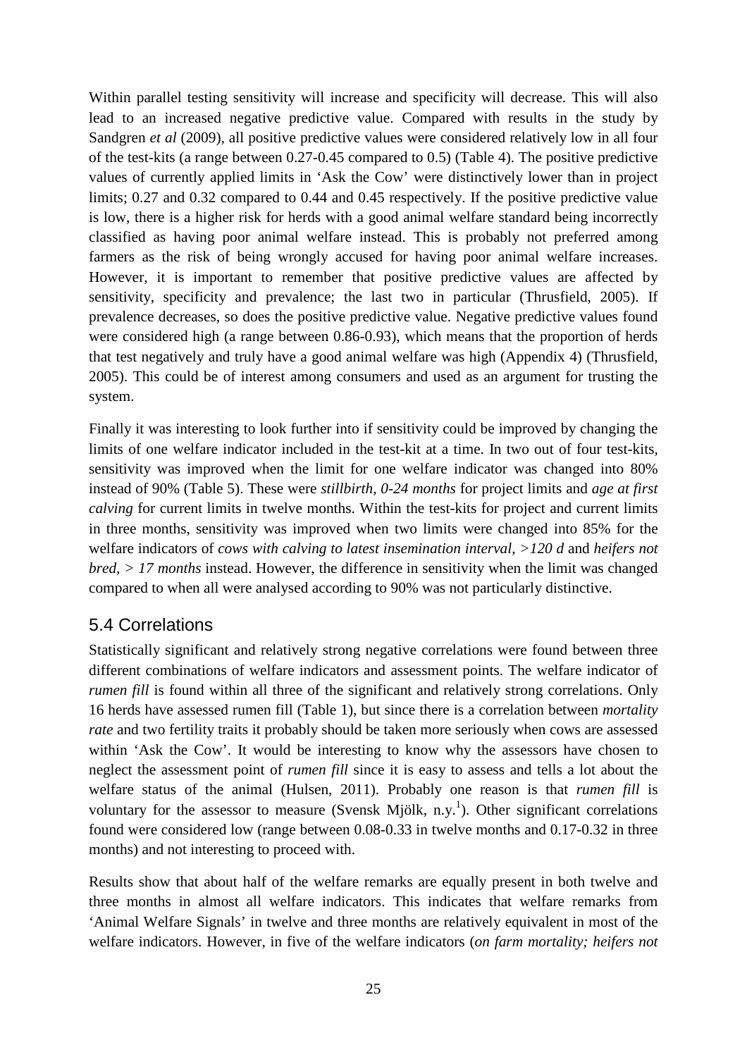Within parallel testing sensitivity will increase and specificity will decrease. This will also lead to an increased negative predictive value. Compared with results in the study by Sandgren *et al* (2009), all positive predictive values were considered relatively low in all four of the test-kits (a range between 0.27-0.45 compared to 0.5) (Table 4). The positive predictive values of currently applied limits in 'Ask the Cow' were distinctively lower than in project limits; 0.27 and 0.32 compared to 0.44 and 0.45 respectively. If the positive predictive value is low, there is a higher risk for herds with a good animal welfare standard being incorrectly classified as having poor animal welfare instead. This is probably not preferred among farmers as the risk of being wrongly accused for having poor animal welfare increases. However, it is important to remember that positive predictive values are affected by sensitivity, specificity and prevalence; the last two in particular (Thrusfield, 2005). If prevalence decreases, so does the positive predictive value. Negative predictive values found were considered high (a range between 0.86-0.93), which means that the proportion of herds that test negatively and truly have a good animal welfare was high (Appendix 4) (Thrusfield, 2005). This could be of interest among consumers and used as an argument for trusting the system.

Finally it was interesting to look further into if sensitivity could be improved by changing the limits of one welfare indicator included in the test-kit at a time. In two out of four test-kits, sensitivity was improved when the limit for one welfare indicator was changed into 80% instead of 90% (Table 5). These were *stillbirth, 0-24 months* for project limits and *age at first calving* for current limits in twelve months. Within the test-kits for project and current limits in three months, sensitivity was improved when two limits were changed into 85% for the welfare indicators of *cows with calving to latest insemination interval, >120 d* and *heifers not bred, > 17 months* instead. However, the difference in sensitivity when the limit was changed compared to when all were analysed according to 90% was not particularly distinctive.

## 5.4 Correlations

Statistically significant and relatively strong negative correlations were found between three different combinations of welfare indicators and assessment points. The welfare indicator of *rumen fill* is found within all three of the significant and relatively strong correlations. Only 16 herds have assessed rumen fill (Table 1), but since there is a correlation between *mortality rate* and two fertility traits it probably should be taken more seriously when cows are assessed within 'Ask the Cow'. It would be interesting to know why the assessors have chosen to neglect the assessment point of *rumen fill* since it is easy to assess and tells a lot about the welfare status of the animal (Hulsen, 2011). Probably one reason is that *rumen fill* is voluntary for the assessor to measure (Svensk Mjölk, n.y.[1]). Other significant correlations found were considered low (range between 0.08-0.33 in twelve months and 0.17-0.32 in three months) and not interesting to proceed with.

Results show that about half of the welfare remarks are equally present in both twelve and three months in almost all welfare indicators. This indicates that welfare remarks from 'Animal Welfare Signals' in twelve and three months are relatively equivalent in most of the welfare indicators. However, in five of the welfare indicators (*on farm mortality; heifers not*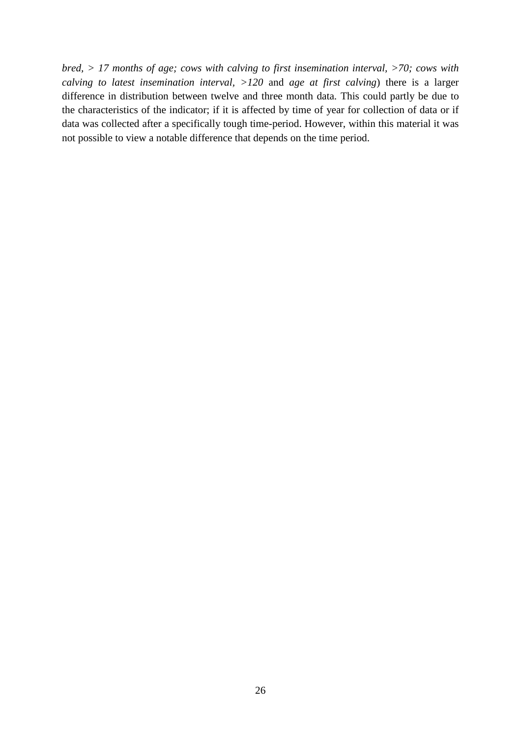*bred, > 17 months of age; cows with calving to first insemination interval, >70; cows with calving to latest insemination interval, >120* and *age at first calving*) there is a larger difference in distribution between twelve and three month data. This could partly be due to the characteristics of the indicator; if it is affected by time of year for collection of data or if data was collected after a specifically tough time-period. However, within this material it was not possible to view a notable difference that depends on the time period.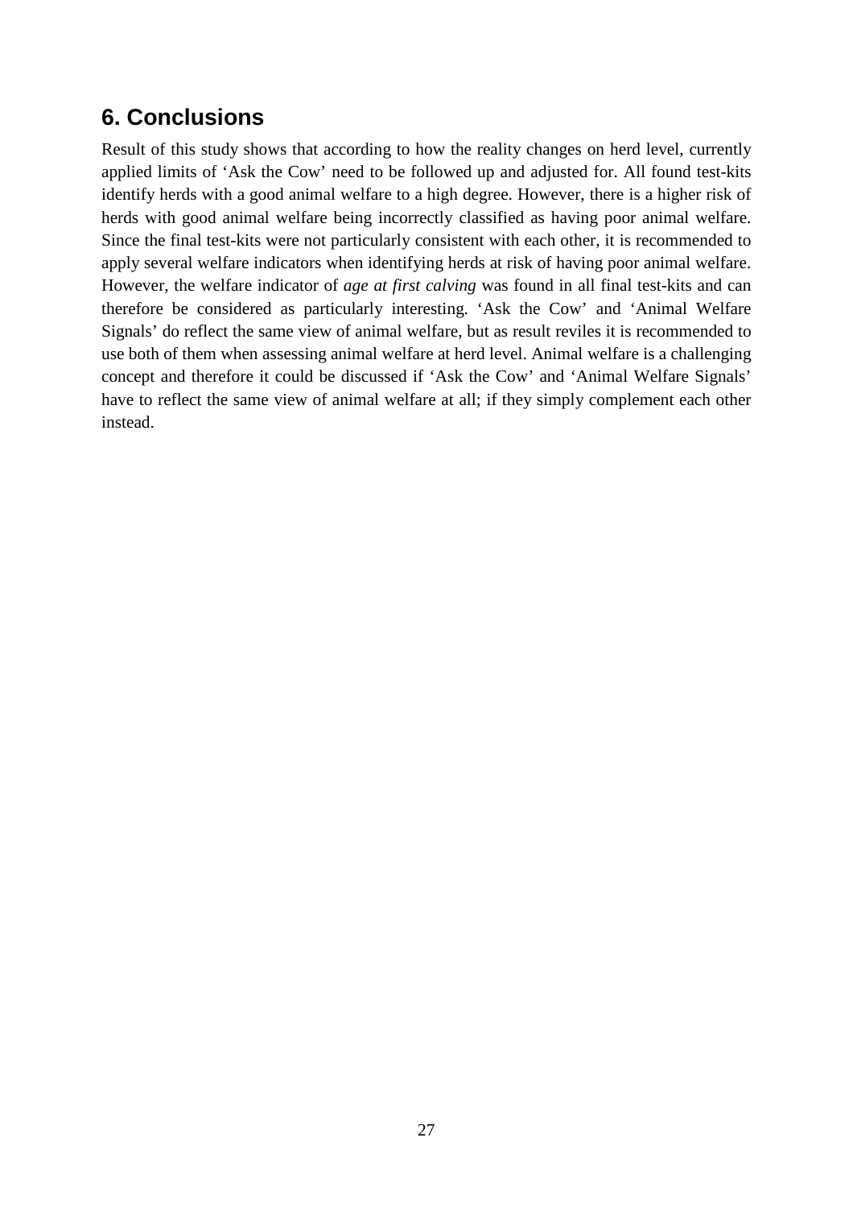## 6. Conclusions

Result of this study shows that according to how the reality changes on herd level, currently applied limits of 'Ask the Cow' need to be followed up and adjusted for. All found test-kits identify herds with a good animal welfare to a high degree. However, there is a higher risk of herds with good animal welfare being incorrectly classified as having poor animal welfare. Since the final test-kits were not particularly consistent with each other, it is recommended to apply several welfare indicators when identifying herds at risk of having poor animal welfare. However, the welfare indicator of *age at first calving* was found in all final test-kits and can therefore be considered as particularly interesting. 'Ask the Cow' and 'Animal Welfare Signals' do reflect the same view of animal welfare, but as result reviles it is recommended to use both of them when assessing animal welfare at herd level. Animal welfare is a challenging concept and therefore it could be discussed if 'Ask the Cow' and 'Animal Welfare Signals' have to reflect the same view of animal welfare at all; if they simply complement each other instead.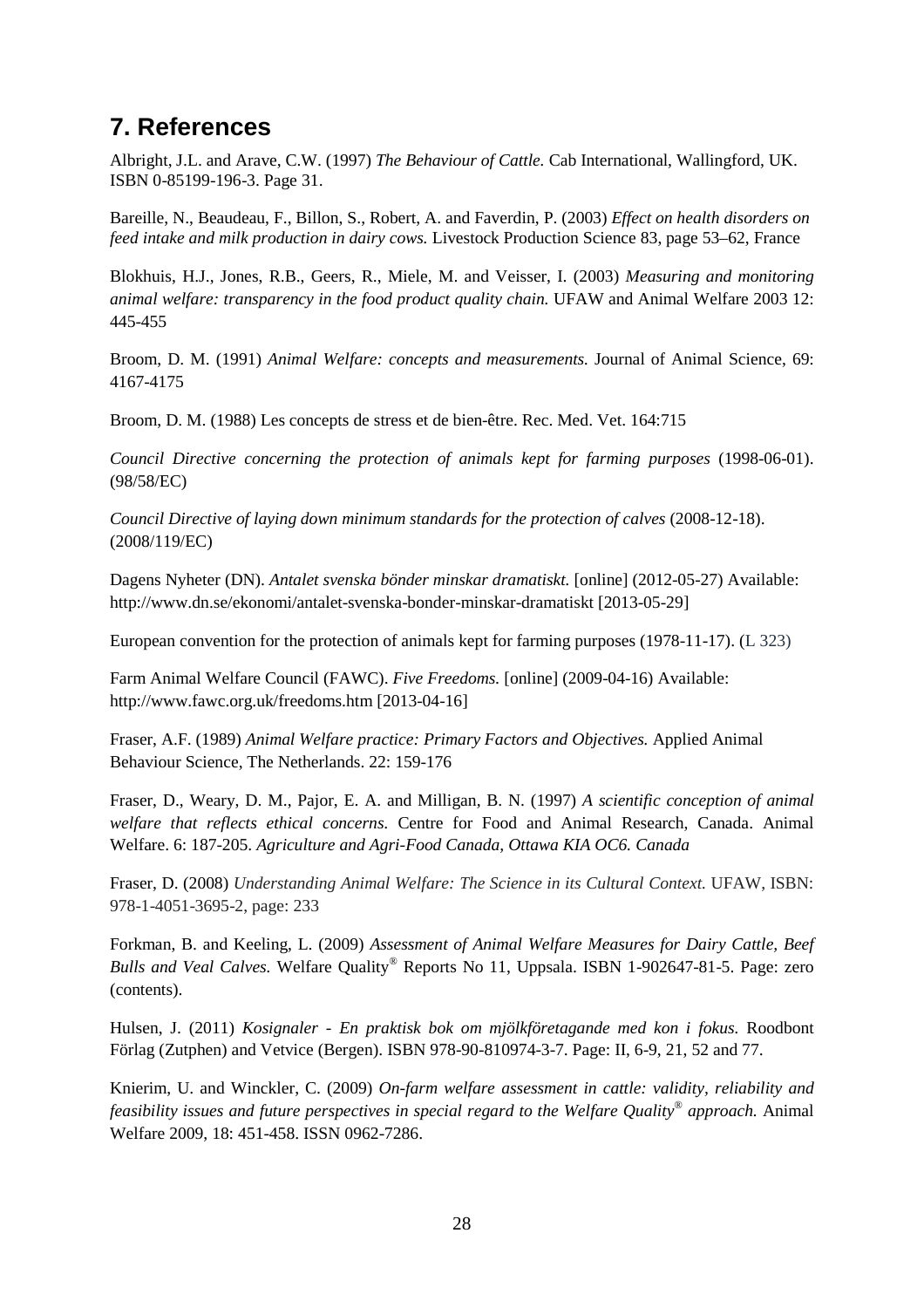# 7. References

Albright, J.L. and Arave, C.W. (1997) *The Behaviour of Cattle.* Cab International, Wallingford, UK. ISBN 0-85199-196-3. Page 31.

Bareille, N., Beaudeau, F., Billon, S., Robert, A. and Faverdin, P. (2003) *Effect on health disorders on feed intake and milk production in dairy cows.* Livestock Production Science 83, page 53–62, France

Blokhuis, H.J., Jones, R.B., Geers, R., Miele, M. and Veisser, I. (2003) *Measuring and monitoring animal welfare: transparency in the food product quality chain.* UFAW and Animal Welfare 2003 12: 445-455

Broom, D. M. (1991) *Animal Welfare: concepts and measurements.* Journal of Animal Science, 69: 4167-4175

Broom, D. M. (1988) Les concepts de stress et de bien-être. Rec. Med. Vet. 164:715

*Council Directive concerning the protection of animals kept for farming purposes* (1998-06-01). (98/58/EC)

*Council Directive of laying down minimum standards for the protection of calves* (2008-12-18). (2008/119/EC)

Dagens Nyheter (DN). *Antalet svenska bönder minskar dramatiskt.* [online] (2012-05-27) Available: http://www.dn.se/ekonomi/antalet-svenska-bonder-minskar-dramatiskt [2013-05-29]

European convention for the protection of animals kept for farming purposes (1978-11-17). (L 323)

Farm Animal Welfare Council (FAWC). *Five Freedoms.* [online] (2009-04-16) Available: http://www.fawc.org.uk/freedoms.htm [2013-04-16]

Fraser, A.F. (1989) *Animal Welfare practice: Primary Factors and Objectives.* Applied Animal Behaviour Science, The Netherlands. 22: 159-176

Fraser, D., Weary, D. M., Pajor, E. A. and Milligan, B. N. (1997) *A scientific conception of animal welfare that reflects ethical concerns.* Centre for Food and Animal Research, Canada. Animal Welfare. 6: 187-205. *Agriculture and Agri-Food Canada, Ottawa KIA OC6. Canada*

Fraser, D. (2008) *Understanding Animal Welfare: The Science in its Cultural Context.* UFAW, ISBN: 978-1-4051-3695-2, page: 233

Forkman, B. and Keeling, L. (2009) *Assessment of Animal Welfare Measures for Dairy Cattle, Beef Bulls and Veal Calves.* Welfare Quality® Reports No 11, Uppsala. ISBN 1-902647-81-5. Page: zero (contents).

Hulsen, J. (2011) *Kosignaler - En praktisk bok om mjölkföretagande med kon i fokus.* Roodbont Förlag (Zutphen) and Vetvice (Bergen). ISBN 978-90-810974-3-7. Page: II, 6-9, 21, 52 and 77.

Knierim, U. and Winckler, C. (2009) *On-farm welfare assessment in cattle: validity, reliability and feasibility issues and future perspectives in special regard to the Welfare Quality® approach.* Animal Welfare 2009, 18: 451-458. ISSN 0962-7286.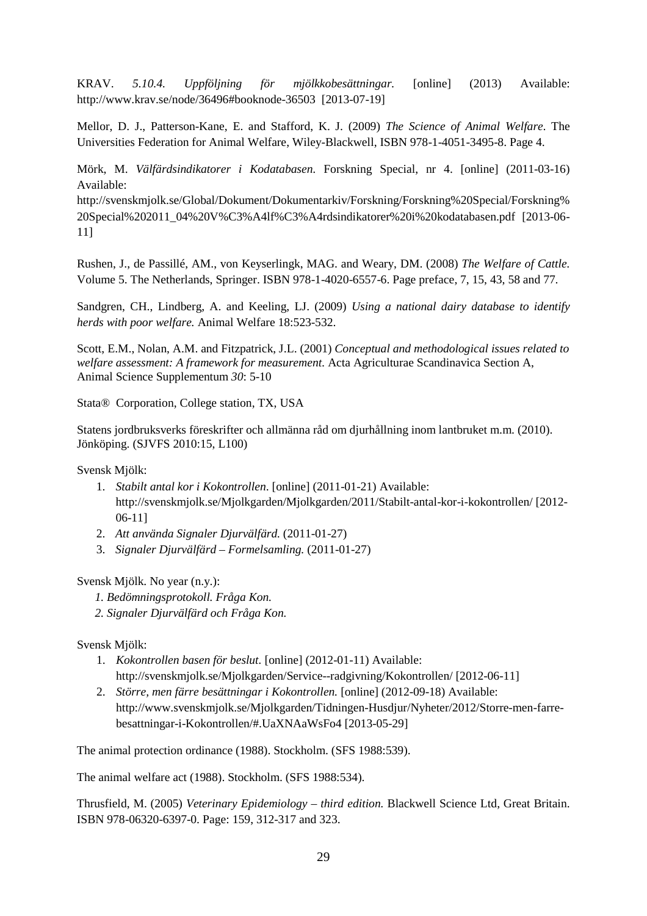KRAV. *5.10.4. Uppföljning för mjölkkobesättningar.* [online] (2013) Available: http://www.krav.se/node/36496#booknode-36503 [2013-07-19]

Mellor, D. J., Patterson-Kane, E. and Stafford, K. J. (2009) *The Science of Animal Welfare*. The Universities Federation for Animal Welfare, Wiley-Blackwell, ISBN 978-1-4051-3495-8. Page 4.

Mörk, M. *Välfärdsindikatorer i Kodatabasen*. Forskning Special, nr 4. [online] (2011-03-16) Available: http://svenskmjolk.se/Global/Dokument/Dokumentarkiv/Forskning/Forskning%20Special/Forskning%20Special%202011_04%20V%C3%A4lf%C3%A4rdsindikatorer%20i%20kodatabasen.pdf [2013-06-11]

Rushen, J., de Passillé, AM., von Keyserlingk, MAG. and Weary, DM. (2008) *The Welfare of Cattle.* Volume 5. The Netherlands, Springer. ISBN 978-1-4020-6557-6. Page preface, 7, 15, 43, 58 and 77.

Sandgren, CH., Lindberg, A. and Keeling, LJ. (2009) *Using a national dairy database to identify herds with poor welfare.* Animal Welfare 18:523-532.

Scott, E.M., Nolan, A.M. and Fitzpatrick, J.L. (2001) *Conceptual and methodological issues related to welfare assessment: A framework for measurement.* Acta Agriculturae Scandinavica Section A, Animal Science Supplementum *30*: 5-10

Stata® Corporation, College station, TX, USA

Statens jordbruksverks föreskrifter och allmänna råd om djurhållning inom lantbruket m.m. (2010). Jönköping. (SJVFS 2010:15, L100)

Svensk Mjölk:

1. *Stabilt antal kor i Kokontrollen*. [online] (2011-01-21) Available: http://svenskmjolk.se/Mjolkgarden/Mjolkgarden/2011/Stabilt-antal-kor-i-kokontrollen/ [2012-06-11]
2. *Att använda Signaler Djurvälfärd.* (2011-01-27)
3. *Signaler Djurvälfärd – Formelsamling.* (2011-01-27)

Svensk Mjölk. No year (n.y.):

*1. Bedömningsprotokoll. Fråga Kon.*

*2. Signaler Djurvälfärd och Fråga Kon.*

Svensk Mjölk:

1. *Kokontrollen basen för beslut.* [online] (2012-01-11) Available: http://svenskmjolk.se/Mjolkgarden/Service--radgivning/Kokontrollen/ [2012-06-11]
2. *Större, men färre besättningar i Kokontrollen.* [online] (2012-09-18) Available: http://www.svenskmjolk.se/Mjolkgarden/Tidningen-Husdjur/Nyheter/2012/Storre-men-farre-besattningar-i-Kokontrollen/#.UaXNAaWsFo4 [2013-05-29]

The animal protection ordinance (1988). Stockholm. (SFS 1988:539).

The animal welfare act (1988). Stockholm. (SFS 1988:534).

Thrusfield, M. (2005) *Veterinary Epidemiology – third edition.* Blackwell Science Ltd, Great Britain. ISBN 978-06320-6397-0. Page: 159, 312-317 and 323.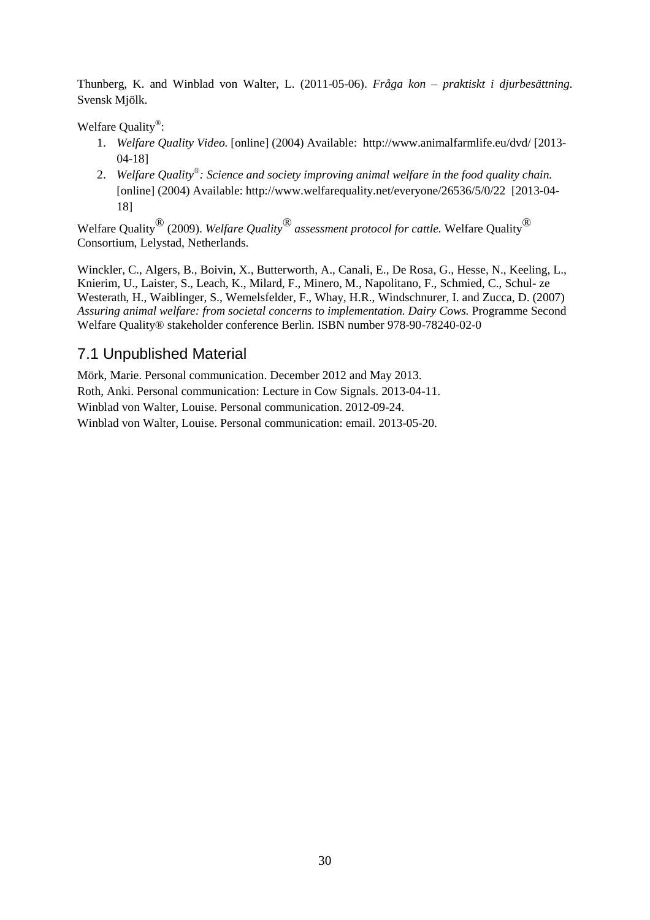Thunberg, K. and Winblad von Walter, L. (2011-05-06). *Fråga kon – praktiskt i djurbesättning.* Svensk Mjölk.

Welfare Quality®:

1. *Welfare Quality Video.* [online] (2004) Available: http://www.animalfarmlife.eu/dvd/ [2013-04-18]
2. *Welfare Quality®: Science and society improving animal welfare in the food quality chain.* [online] (2004) Available: http://www.welfarequality.net/everyone/26536/5/0/22 [2013-04-18]

Welfare Quality® (2009). *Welfare Quality® assessment protocol for cattle.* Welfare Quality® Consortium, Lelystad, Netherlands.

Winckler, C., Algers, B., Boivin, X., Butterworth, A., Canali, E., De Rosa, G., Hesse, N., Keeling, L., Knierim, U., Laister, S., Leach, K., Milard, F., Minero, M., Napolitano, F., Schmied, C., Schul- ze Westerath, H., Waiblinger, S., Wemelsfelder, F., Whay, H.R., Windschnurer, I. and Zucca, D. (2007) *Assuring animal welfare: from societal concerns to implementation. Dairy Cows.* Programme Second Welfare Quality® stakeholder conference Berlin. ISBN number 978-90-78240-02-0

## 7.1 Unpublished Material

Mörk, Marie. Personal communication. December 2012 and May 2013.
Roth, Anki. Personal communication: Lecture in Cow Signals. 2013-04-11.
Winblad von Walter, Louise. Personal communication. 2012-09-24.
Winblad von Walter, Louise. Personal communication: email. 2013-05-20.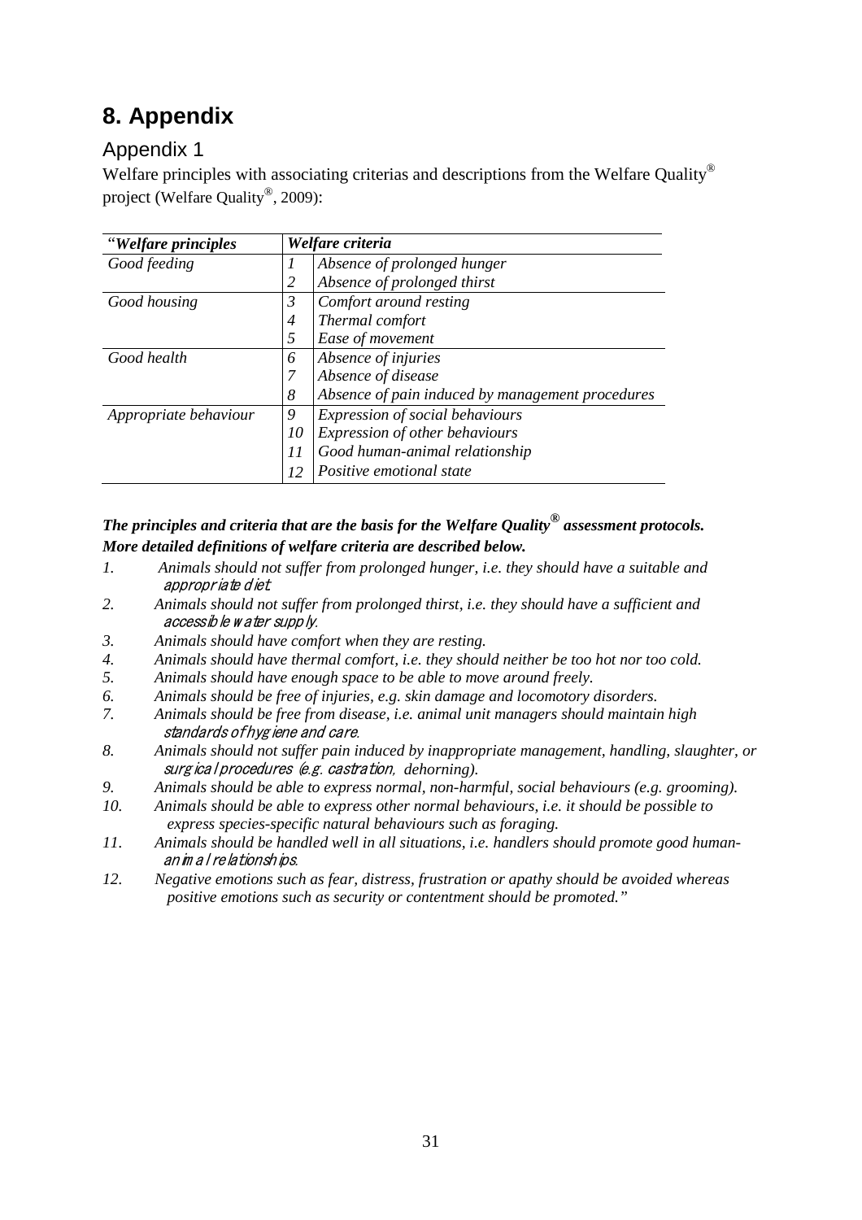# 8. Appendix

## Appendix 1

Welfare principles with associating criterias and descriptions from the Welfare Quality® project (Welfare Quality®, 2009):

| *"Welfare principles* | *Welfare criteria* | |
|---|---|---|
| *Good feeding* | *1* | *Absence of prolonged hunger* |
| | *2* | *Absence of prolonged thirst* |
| *Good housing* | *3* | *Comfort around resting* |
| | *4* | *Thermal comfort* |
| | *5* | *Ease of movement* |
| *Good health* | *6* | *Absence of injuries* |
| | *7* | *Absence of disease* |
| | *8* | *Absence of pain induced by management procedures* |
| *Appropriate behaviour* | *9* | *Expression of social behaviours* |
| | *10* | *Expression of other behaviours* |
| | *11* | *Good human-animal relationship* |
| | *12* | *Positive emotional state* |

***The principles and criteria that are the basis for the Welfare Quality® assessment protocols. More detailed definitions of welfare criteria are described below.***

*1. Animals should not suffer from prolonged hunger, i.e. they should have a suitable and appropriate diet.*

*2. Animals should not suffer from prolonged thirst, i.e. they should have a sufficient and accessible water supply.*

*3. Animals should have comfort when they are resting.*

*4. Animals should have thermal comfort, i.e. they should neither be too hot nor too cold.*

*5. Animals should have enough space to be able to move around freely.*

*6. Animals should be free of injuries, e.g. skin damage and locomotory disorders.*

*7. Animals should be free from disease, i.e. animal unit managers should maintain high standards of hygiene and care.*

*8. Animals should not suffer pain induced by inappropriate management, handling, slaughter, or surgical procedures (e.g. castration, dehorning).*

*9. Animals should be able to express normal, non-harmful, social behaviours (e.g. grooming).*

*10. Animals should be able to express other normal behaviours, i.e. it should be possible to express species-specific natural behaviours such as foraging.*

*11. Animals should be handled well in all situations, i.e. handlers should promote good human-animal relationships.*

*12. Negative emotions such as fear, distress, frustration or apathy should be avoided whereas positive emotions such as security or contentment should be promoted."*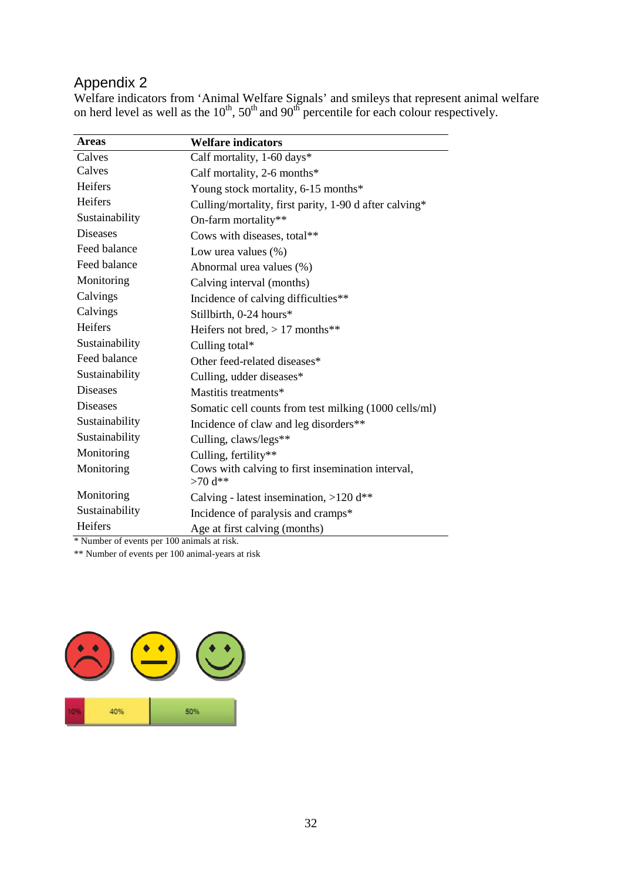## Appendix 2

Welfare indicators from 'Animal Welfare Signals' and smileys that represent animal welfare on herd level as well as the 10th, 50th and 90th percentile for each colour respectively.

| Areas | Welfare indicators |
|---|---|
| Calves | Calf mortality, 1-60 days* |
| Calves | Calf mortality, 2-6 months* |
| Heifers | Young stock mortality, 6-15 months* |
| Heifers | Culling/mortality, first parity, 1-90 d after calving* |
| Sustainability | On-farm mortality** |
| Diseases | Cows with diseases, total** |
| Feed balance | Low urea values (%) |
| Feed balance | Abnormal urea values (%) |
| Monitoring | Calving interval (months) |
| Calvings | Incidence of calving difficulties** |
| Calvings | Stillbirth, 0-24 hours* |
| Heifers | Heifers not bred, > 17 months** |
| Sustainability | Culling total* |
| Feed balance | Other feed-related diseases* |
| Sustainability | Culling, udder diseases* |
| Diseases | Mastitis treatments* |
| Diseases | Somatic cell counts from test milking (1000 cells/ml) |
| Sustainability | Incidence of claw and leg disorders** |
| Sustainability | Culling, claws/legs** |
| Monitoring | Culling, fertility** |
| Monitoring | Cows with calving to first insemination interval, >70 d** |
| Monitoring | Calving - latest insemination, >120 d** |
| Sustainability | Incidence of paralysis and cramps* |
| Heifers | Age at first calving (months) |

\* Number of events per 100 animals at risk.

\** Number of events per 100 animal-years at risk

10% 40% 50%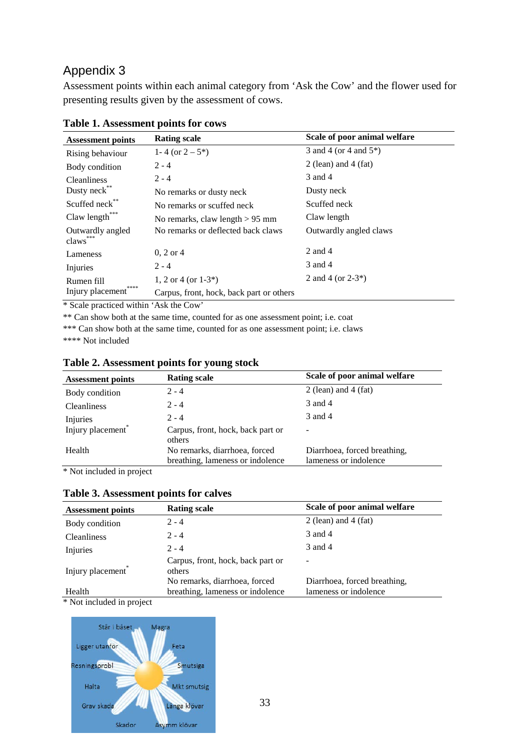# Appendix 3

Assessment points within each animal category from 'Ask the Cow' and the flower used for presenting results given by the assessment of cows.

**Table 1. Assessment points for cows**

| Assessment points | Rating scale | Scale of poor animal welfare |
|---|---|---|
| Rising behaviour | 1- 4 (or 2 – 5*) | 3 and 4 (or 4 and 5*) |
| Body condition | 2 - 4 | 2 (lean) and 4 (fat) |
| Cleanliness | 2 - 4 | 3 and 4 |
| Dusty neck** | No remarks or dusty neck | Dusty neck |
| Scuffed neck** | No remarks or scuffed neck | Scuffed neck |
| Claw length*** | No remarks, claw length > 95 mm | Claw length |
| Outwardly angled claws*** | No remarks or deflected back claws | Outwardly angled claws |
| Lameness | 0, 2 or 4 | 2 and 4 |
| Injuries | 2 - 4 | 3 and 4 |
| Rumen fill | 1, 2 or 4 (or 1-3*) | 2 and 4 (or 2-3*) |
| Injury placement**** | Carpus, front, hock, back part or others | |

* Scale practiced within 'Ask the Cow'

** Can show both at the same time, counted for as one assessment point; i.e. coat

*** Can show both at the same time, counted for as one assessment point; i.e. claws

**** Not included

**Table 2. Assessment points for young stock**

| Assessment points | Rating scale | Scale of poor animal welfare |
|---|---|---|
| Body condition | 2 - 4 | 2 (lean) and 4 (fat) |
| Cleanliness | 2 - 4 | 3 and 4 |
| Injuries | 2 - 4 | 3 and 4 |
| Injury placement* | Carpus, front, hock, back part or others | - |
| Health | No remarks, diarrhoea, forced breathing, lameness or indolence | Diarrhoea, forced breathing, lameness or indolence |

* Not included in project

**Table 3. Assessment points for calves**

| Assessment points | Rating scale | Scale of poor animal welfare |
|---|---|---|
| Body condition | 2 - 4 | 2 (lean) and 4 (fat) |
| Cleanliness | 2 - 4 | 3 and 4 |
| Injuries | 2 - 4 | 3 and 4 |
| Injury placement* | Carpus, front, hock, back part or others | - |
| Health | No remarks, diarrhoea, forced breathing, lameness or indolence | Diarrhoea, forced breathing, lameness or indolence |

* Not included in project

Står i båset, Magra, Ligger utanför, Feta, Resningsprobl, Smutsiga, Halta, Mkt smutsig, Grav skada, Långa klövar, Skador, Asymm klövar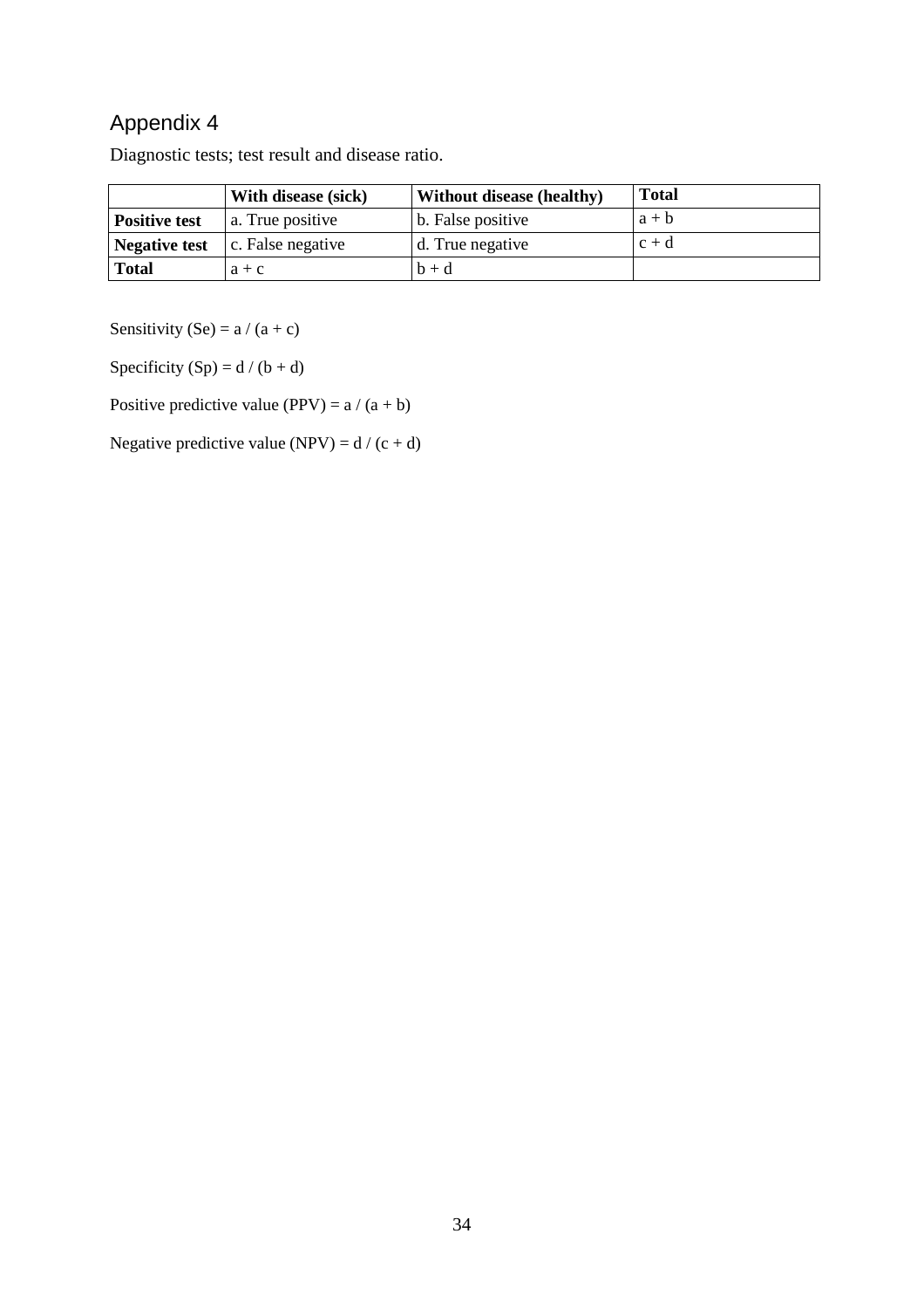# Appendix 4

Diagnostic tests; test result and disease ratio.

| | With disease (sick) | Without disease (healthy) | Total |
|---|---|---|---|
| **Positive test** | a. True positive | b. False positive | a + b |
| **Negative test** | c. False negative | d. True negative | c + d |
| **Total** | a + c | b + d | |

Sensitivity (Se) = a / (a + c)

Specificity (Sp) = d / (b + d)

Positive predictive value (PPV) = a / (a + b)

Negative predictive value (NPV) = d / (c + d)